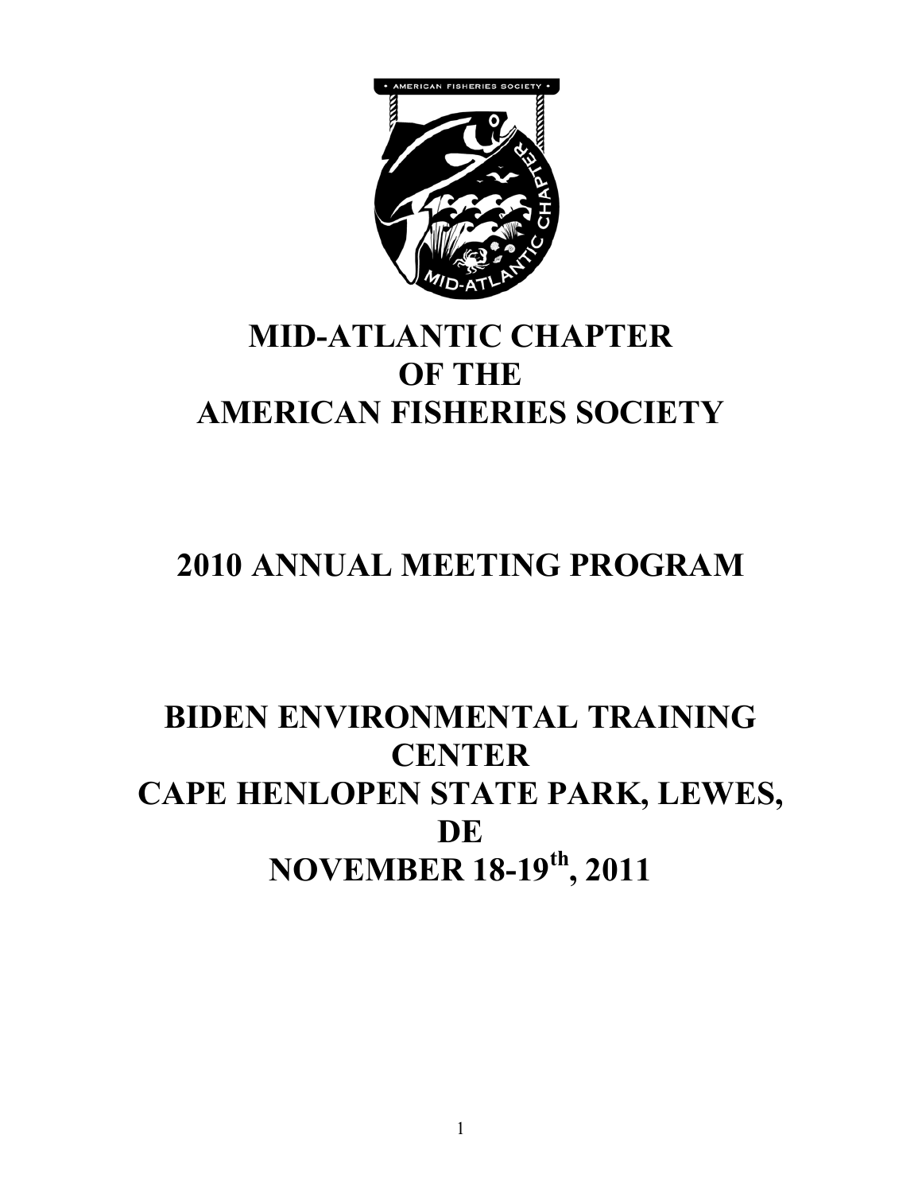# MID-ATLANTIC CHAPTER OF THE AMERICAN FISHERIES SOCIETY

## 2010 ANNUAL MEETING PROGRAM

## BIDEN ENVIRONMENTAL TRAINING CENTER

## CAPE HENLOPEN STATE PARK, LEWES, DE

## NOVEMBER 18-19th, 2011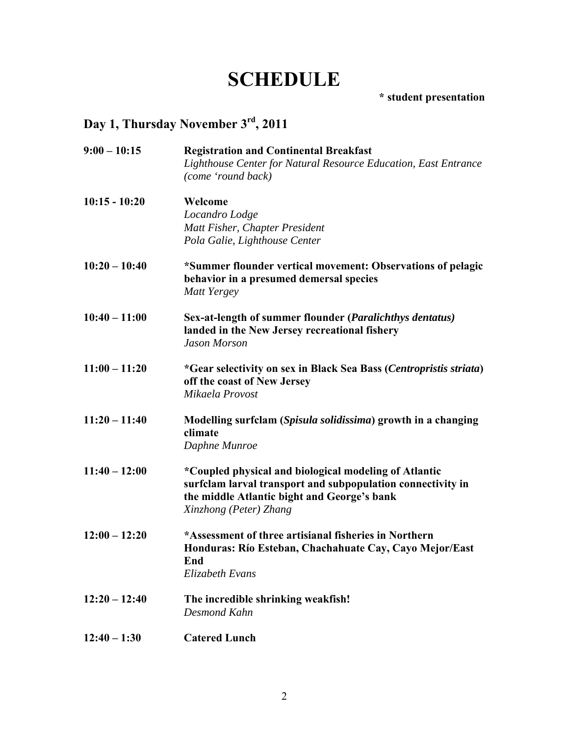# SCHEDULE

**\* student presentation**

## Day 1, Thursday November 3rd, 2011

**9:00 – 10:15** **Registration and Continental Breakfast**
*Lighthouse Center for Natural Resource Education, East Entrance (come 'round back)*

**10:15 - 10:20** **Welcome**
*Locandro Lodge*
*Matt Fisher, Chapter President*
*Pola Galie, Lighthouse Center*

**10:20 – 10:40** **\*Summer flounder vertical movement: Observations of pelagic behavior in a presumed demersal species**
*Matt Yergey*

**10:40 – 11:00** **Sex-at-length of summer flounder (*Paralichthys dentatus)* landed in the New Jersey recreational fishery**
*Jason Morson*

**11:00 – 11:20** **\*Gear selectivity on sex in Black Sea Bass (*Centropristis striata*) off the coast of New Jersey**
*Mikaela Provost*

**11:20 – 11:40** **Modelling surfclam (*Spisula solidissima*) growth in a changing climate**
*Daphne Munroe*

**11:40 – 12:00** **\*Coupled physical and biological modeling of Atlantic surfclam larval transport and subpopulation connectivity in the middle Atlantic bight and George's bank**
*Xinzhong (Peter) Zhang*

**12:00 – 12:20** **\*Assessment of three artisianal fisheries in Northern Honduras: Río Esteban, Chachahuate Cay, Cayo Mejor/East End**
*Elizabeth Evans*

**12:20 – 12:40** **The incredible shrinking weakfish!**
*Desmond Kahn*

**12:40 – 1:30** **Catered Lunch**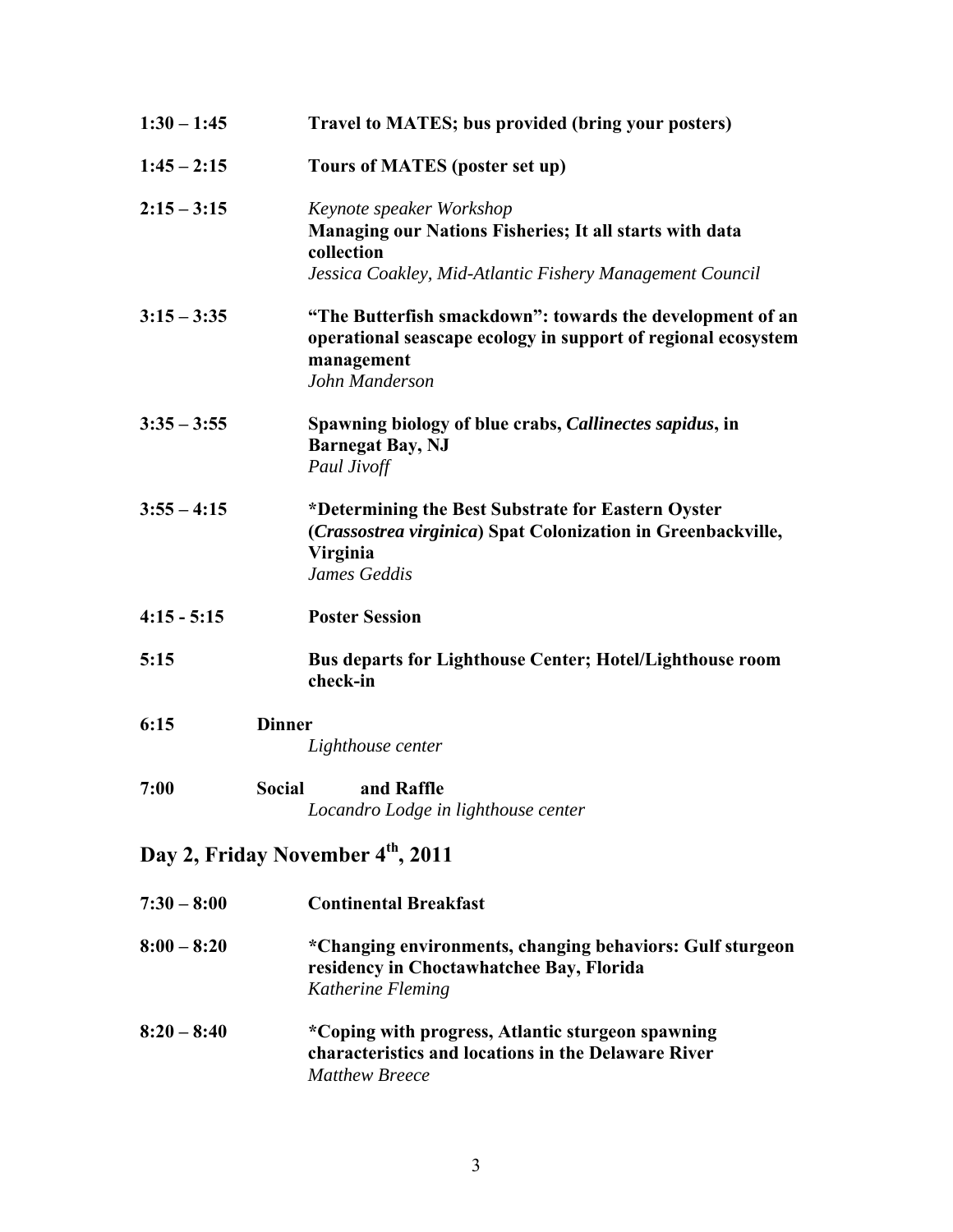**1:30 – 1:45** **Travel to MATES; bus provided (bring your posters)**

**1:45 – 2:15** **Tours of MATES (poster set up)**

**2:15 – 3:15** *Keynote speaker Workshop*
**Managing our Nations Fisheries; It all starts with data collection**
*Jessica Coakley, Mid-Atlantic Fishery Management Council*

**3:15 – 3:35** **"The Butterfish smackdown": towards the development of an operational seascape ecology in support of regional ecosystem management**
*John Manderson*

**3:35 – 3:55** **Spawning biology of blue crabs, *Callinectes sapidus*, in Barnegat Bay, NJ**
*Paul Jivoff*

**3:55 – 4:15** **\*Determining the Best Substrate for Eastern Oyster (*Crassostrea virginica*) Spat Colonization in Greenbackville, Virginia**
*James Geddis*

**4:15 - 5:15** **Poster Session**

**5:15** **Bus departs for Lighthouse Center; Hotel/Lighthouse room check-in**

**6:15** **Dinner**
*Lighthouse center*

**7:00** **Social and Raffle**
*Locandro Lodge in lighthouse center*

## Day 2, Friday November 4th, 2011

**7:30 – 8:00** **Continental Breakfast**

**8:00 – 8:20** **\*Changing environments, changing behaviors: Gulf sturgeon residency in Choctawhatchee Bay, Florida**
*Katherine Fleming*

**8:20 – 8:40** **\*Coping with progress, Atlantic sturgeon spawning characteristics and locations in the Delaware River**
*Matthew Breece*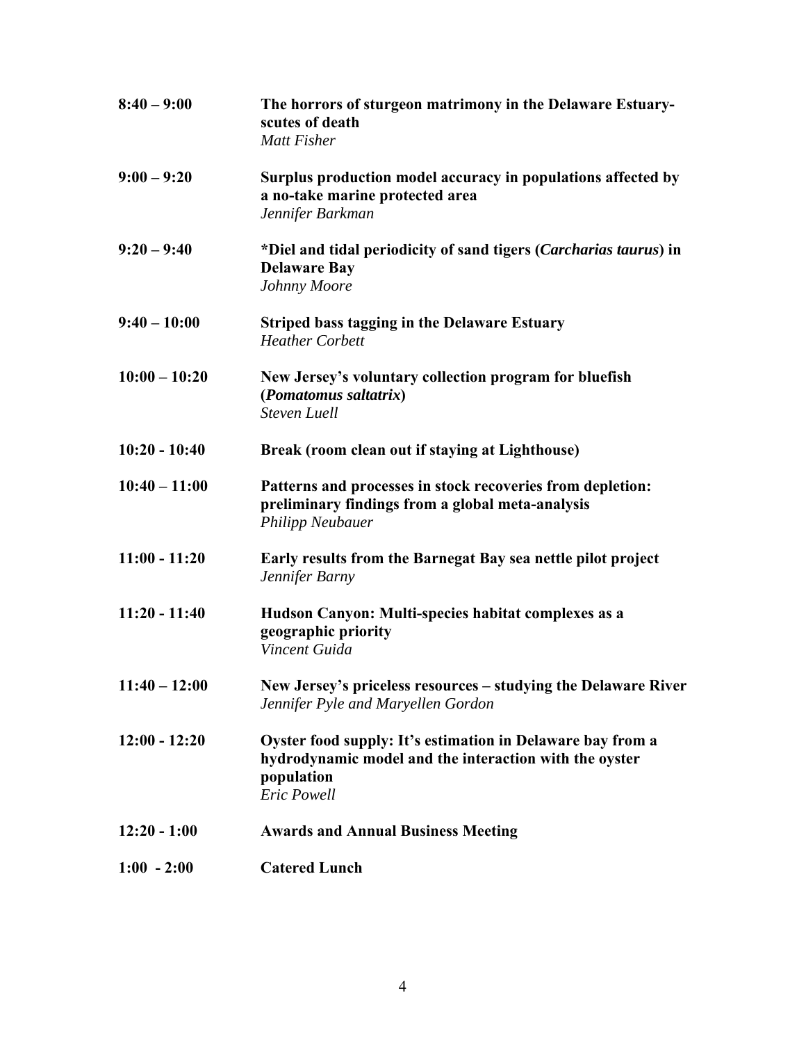**8:40 – 9:00** **The horrors of sturgeon matrimony in the Delaware Estuary-scutes of death**
*Matt Fisher*

**9:00 – 9:20** **Surplus production model accuracy in populations affected by a no-take marine protected area**
*Jennifer Barkman*

**9:20 – 9:40** **\*Diel and tidal periodicity of sand tigers (*Carcharias taurus*) in Delaware Bay**
*Johnny Moore*

**9:40 – 10:00** **Striped bass tagging in the Delaware Estuary**
*Heather Corbett*

**10:00 – 10:20** **New Jersey's voluntary collection program for bluefish (*Pomatomus saltatrix*)**
*Steven Luell*

**10:20 - 10:40** **Break (room clean out if staying at Lighthouse)**

**10:40 – 11:00** **Patterns and processes in stock recoveries from depletion: preliminary findings from a global meta-analysis**
*Philipp Neubauer*

**11:00 - 11:20** **Early results from the Barnegat Bay sea nettle pilot project**
*Jennifer Barny*

**11:20 - 11:40** **Hudson Canyon: Multi-species habitat complexes as a geographic priority**
*Vincent Guida*

**11:40 – 12:00** **New Jersey's priceless resources – studying the Delaware River**
*Jennifer Pyle and Maryellen Gordon*

**12:00 - 12:20** **Oyster food supply: It's estimation in Delaware bay from a hydrodynamic model and the interaction with the oyster population**
*Eric Powell*

**12:20 - 1:00** **Awards and Annual Business Meeting**

**1:00 - 2:00** **Catered Lunch**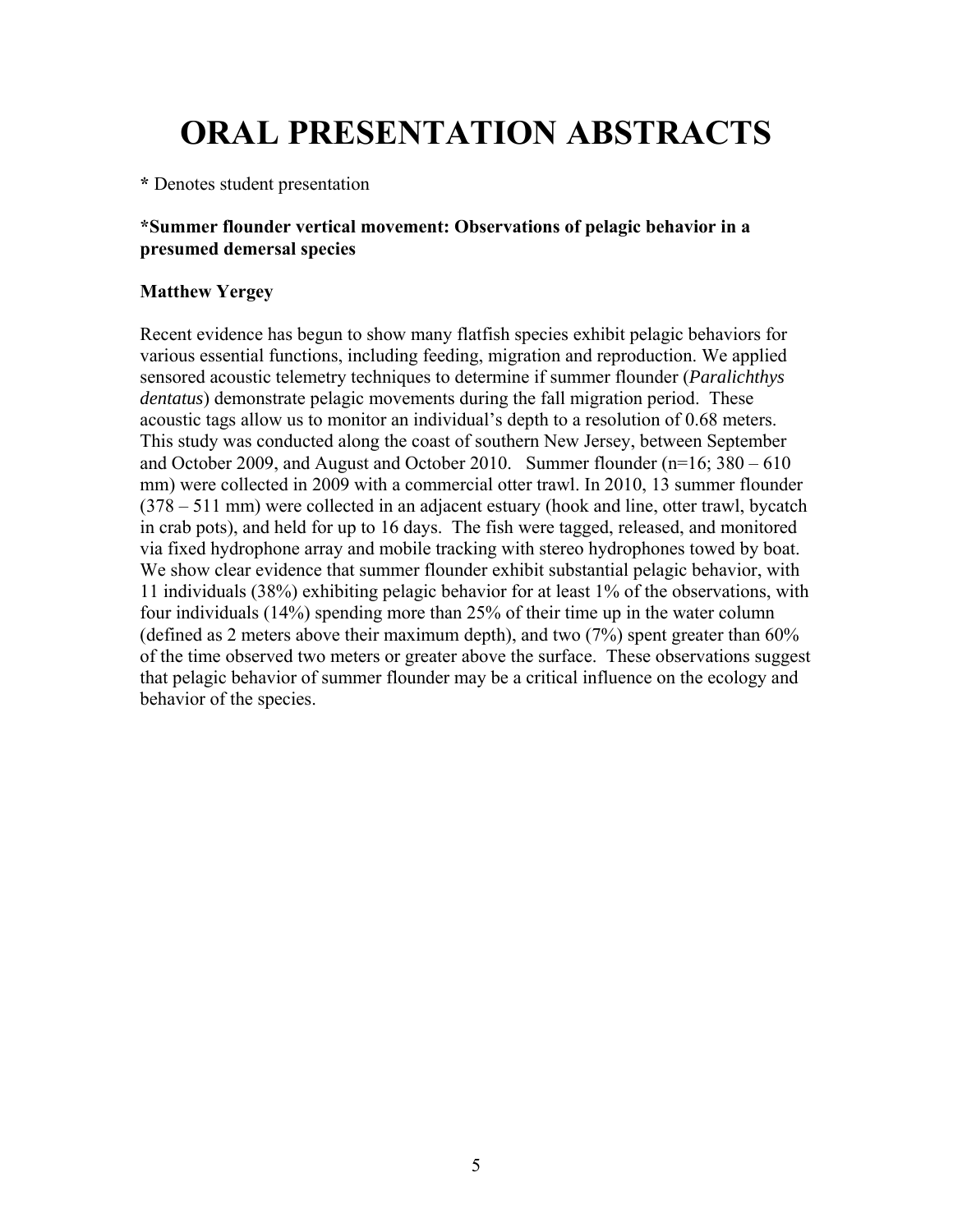# ORAL PRESENTATION ABSTRACTS

**\*** Denotes student presentation

**\*Summer flounder vertical movement: Observations of pelagic behavior in a presumed demersal species**

**Matthew Yergey**

Recent evidence has begun to show many flatfish species exhibit pelagic behaviors for various essential functions, including feeding, migration and reproduction. We applied sensored acoustic telemetry techniques to determine if summer flounder (*Paralichthys dentatus*) demonstrate pelagic movements during the fall migration period. These acoustic tags allow us to monitor an individual's depth to a resolution of 0.68 meters. This study was conducted along the coast of southern New Jersey, between September and October 2009, and August and October 2010. Summer flounder (n=16; 380 – 610 mm) were collected in 2009 with a commercial otter trawl. In 2010, 13 summer flounder (378 – 511 mm) were collected in an adjacent estuary (hook and line, otter trawl, bycatch in crab pots), and held for up to 16 days. The fish were tagged, released, and monitored via fixed hydrophone array and mobile tracking with stereo hydrophones towed by boat. We show clear evidence that summer flounder exhibit substantial pelagic behavior, with 11 individuals (38%) exhibiting pelagic behavior for at least 1% of the observations, with four individuals (14%) spending more than 25% of their time up in the water column (defined as 2 meters above their maximum depth), and two (7%) spent greater than 60% of the time observed two meters or greater above the surface. These observations suggest that pelagic behavior of summer flounder may be a critical influence on the ecology and behavior of the species.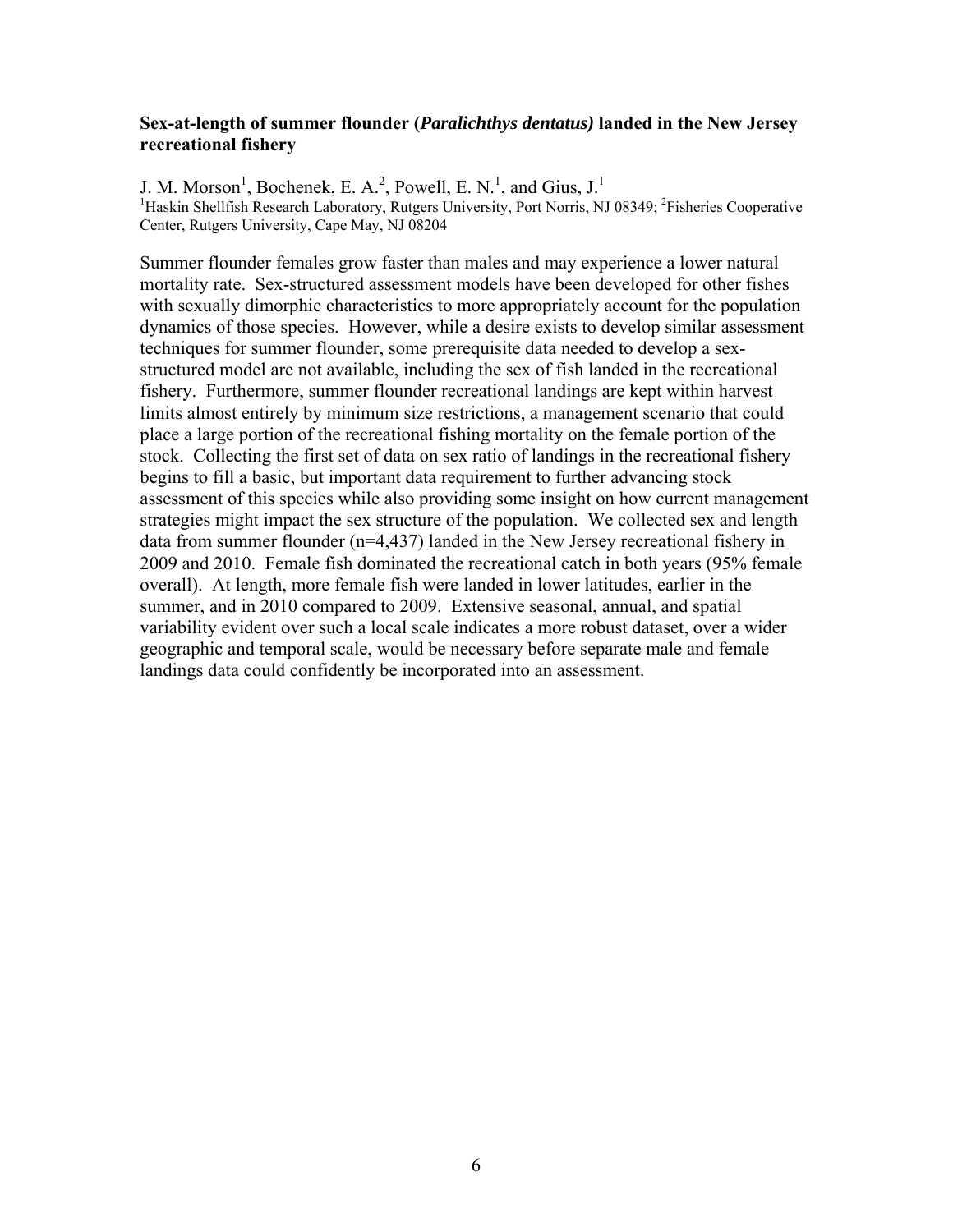### **Sex-at-length of summer flounder (*Paralichthys dentatus*) landed in the New Jersey recreational fishery**

J. M. Morson[1], Bochenek, E. A.[2], Powell, E. N.[1], and Gius, J.[1]
[1]Haskin Shellfish Research Laboratory, Rutgers University, Port Norris, NJ 08349; [2]Fisheries Cooperative Center, Rutgers University, Cape May, NJ 08204

Summer flounder females grow faster than males and may experience a lower natural mortality rate. Sex-structured assessment models have been developed for other fishes with sexually dimorphic characteristics to more appropriately account for the population dynamics of those species. However, while a desire exists to develop similar assessment techniques for summer flounder, some prerequisite data needed to develop a sex-structured model are not available, including the sex of fish landed in the recreational fishery. Furthermore, summer flounder recreational landings are kept within harvest limits almost entirely by minimum size restrictions, a management scenario that could place a large portion of the recreational fishing mortality on the female portion of the stock. Collecting the first set of data on sex ratio of landings in the recreational fishery begins to fill a basic, but important data requirement to further advancing stock assessment of this species while also providing some insight on how current management strategies might impact the sex structure of the population. We collected sex and length data from summer flounder (n=4,437) landed in the New Jersey recreational fishery in 2009 and 2010. Female fish dominated the recreational catch in both years (95% female overall). At length, more female fish were landed in lower latitudes, earlier in the summer, and in 2010 compared to 2009. Extensive seasonal, annual, and spatial variability evident over such a local scale indicates a more robust dataset, over a wider geographic and temporal scale, would be necessary before separate male and female landings data could confidently be incorporated into an assessment.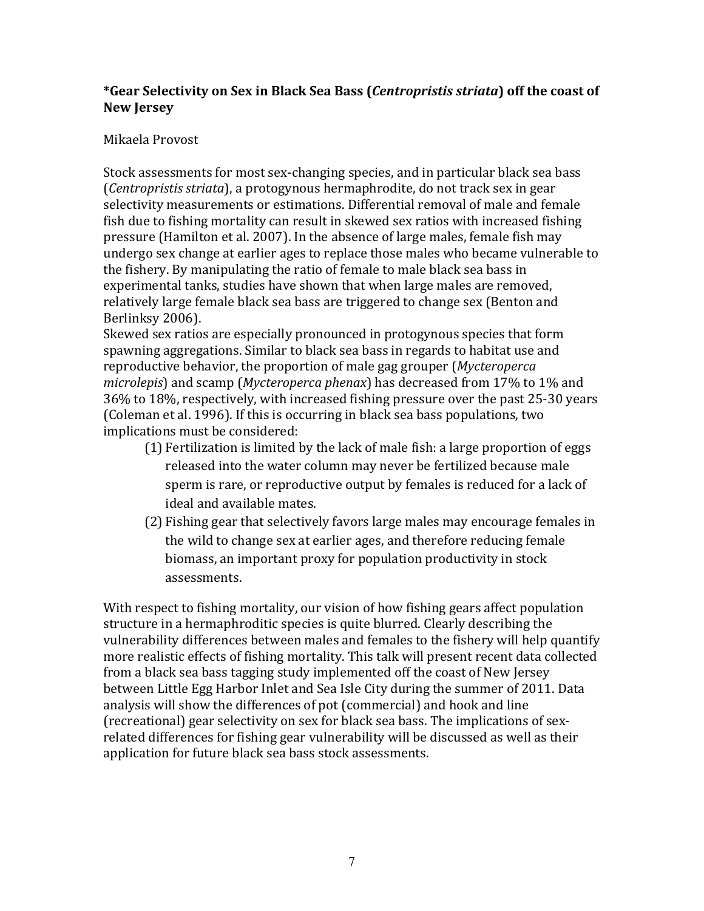**\*Gear Selectivity on Sex in Black Sea Bass (*Centropristis striata*) off the coast of New Jersey**

Mikaela Provost

Stock assessments for most sex-changing species, and in particular black sea bass (*Centropristis striata*), a protogynous hermaphrodite, do not track sex in gear selectivity measurements or estimations. Differential removal of male and female fish due to fishing mortality can result in skewed sex ratios with increased fishing pressure (Hamilton et al. 2007). In the absence of large males, female fish may undergo sex change at earlier ages to replace those males who became vulnerable to the fishery. By manipulating the ratio of female to male black sea bass in experimental tanks, studies have shown that when large males are removed, relatively large female black sea bass are triggered to change sex (Benton and Berlinksy 2006).

Skewed sex ratios are especially pronounced in protogynous species that form spawning aggregations. Similar to black sea bass in regards to habitat use and reproductive behavior, the proportion of male gag grouper (*Mycteroperca microlepis*) and scamp (*Mycteroperca phenax*) has decreased from 17% to 1% and 36% to 18%, respectively, with increased fishing pressure over the past 25-30 years (Coleman et al. 1996). If this is occurring in black sea bass populations, two implications must be considered:

(1) Fertilization is limited by the lack of male fish: a large proportion of eggs released into the water column may never be fertilized because male sperm is rare, or reproductive output by females is reduced for a lack of ideal and available mates.

(2) Fishing gear that selectively favors large males may encourage females in the wild to change sex at earlier ages, and therefore reducing female biomass, an important proxy for population productivity in stock assessments.

With respect to fishing mortality, our vision of how fishing gears affect population structure in a hermaphroditic species is quite blurred. Clearly describing the vulnerability differences between males and females to the fishery will help quantify more realistic effects of fishing mortality. This talk will present recent data collected from a black sea bass tagging study implemented off the coast of New Jersey between Little Egg Harbor Inlet and Sea Isle City during the summer of 2011. Data analysis will show the differences of pot (commercial) and hook and line (recreational) gear selectivity on sex for black sea bass. The implications of sex-related differences for fishing gear vulnerability will be discussed as well as their application for future black sea bass stock assessments.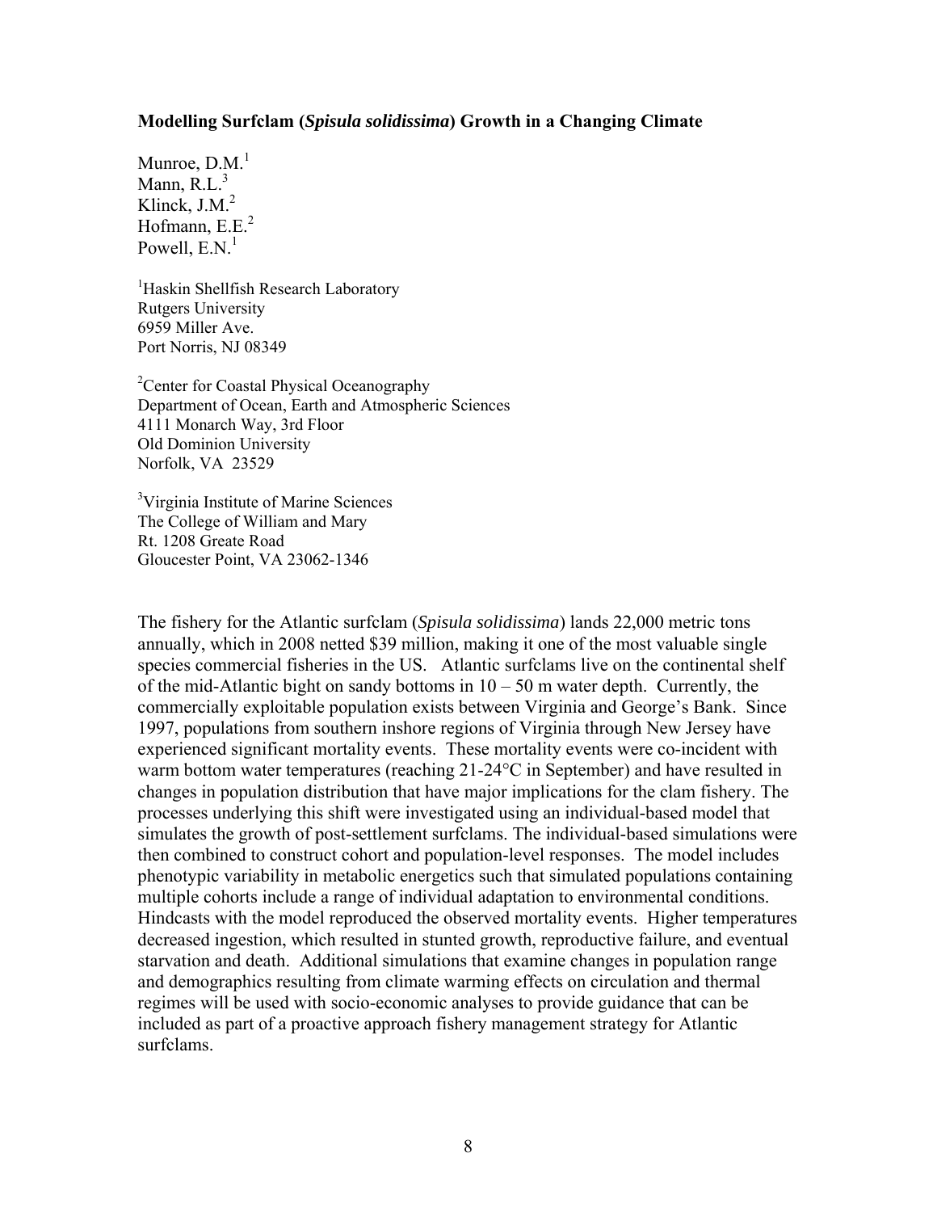**Modelling Surfclam (*Spisula solidissima*) Growth in a Changing Climate**

Munroe, D.M.[1]
Mann, R.L.[3]
Klinck, J.M.[2]
Hofmann, E.E.[2]
Powell, E.N.[1]

[1]Haskin Shellfish Research Laboratory
Rutgers University
6959 Miller Ave.
Port Norris, NJ 08349

[2]Center for Coastal Physical Oceanography
Department of Ocean, Earth and Atmospheric Sciences
4111 Monarch Way, 3rd Floor
Old Dominion University
Norfolk, VA 23529

[3]Virginia Institute of Marine Sciences
The College of William and Mary
Rt. 1208 Greate Road
Gloucester Point, VA 23062-1346

The fishery for the Atlantic surfclam (*Spisula solidissima*) lands 22,000 metric tons annually, which in 2008 netted $39 million, making it one of the most valuable single species commercial fisheries in the US. Atlantic surfclams live on the continental shelf of the mid-Atlantic bight on sandy bottoms in 10 – 50 m water depth. Currently, the commercially exploitable population exists between Virginia and George's Bank. Since 1997, populations from southern inshore regions of Virginia through New Jersey have experienced significant mortality events. These mortality events were co-incident with warm bottom water temperatures (reaching 21-24°C in September) and have resulted in changes in population distribution that have major implications for the clam fishery. The processes underlying this shift were investigated using an individual-based model that simulates the growth of post-settlement surfclams. The individual-based simulations were then combined to construct cohort and population-level responses. The model includes phenotypic variability in metabolic energetics such that simulated populations containing multiple cohorts include a range of individual adaptation to environmental conditions. Hindcasts with the model reproduced the observed mortality events. Higher temperatures decreased ingestion, which resulted in stunted growth, reproductive failure, and eventual starvation and death. Additional simulations that examine changes in population range and demographics resulting from climate warming effects on circulation and thermal regimes will be used with socio-economic analyses to provide guidance that can be included as part of a proactive approach fishery management strategy for Atlantic surfclams.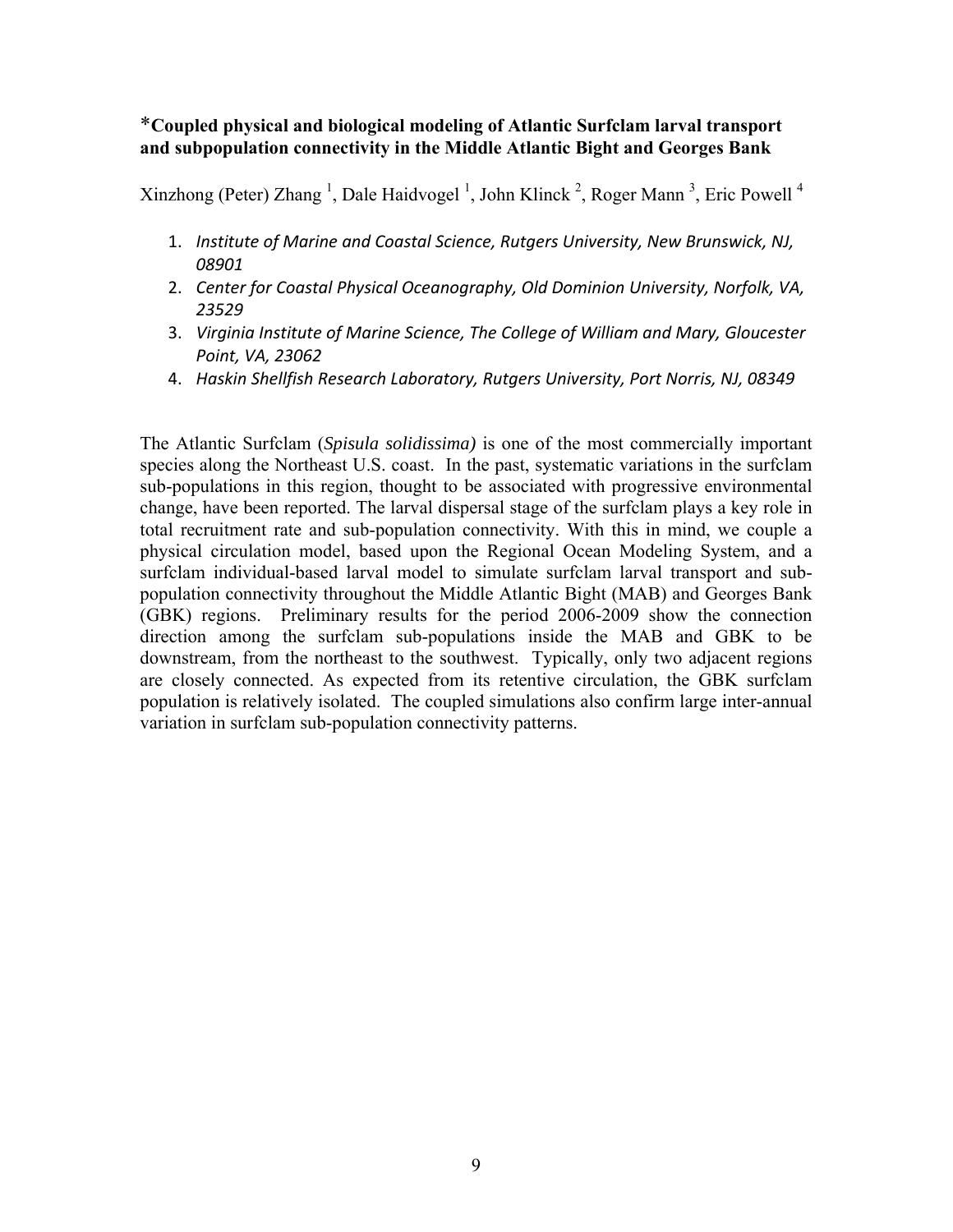**\*Coupled physical and biological modeling of Atlantic Surfclam larval transport and subpopulation connectivity in the Middle Atlantic Bight and Georges Bank**

Xinzhong (Peter) Zhang [1], Dale Haidvogel [1], John Klinck [2], Roger Mann [3], Eric Powell [4]

1. *Institute of Marine and Coastal Science, Rutgers University, New Brunswick, NJ, 08901*
2. *Center for Coastal Physical Oceanography, Old Dominion University, Norfolk, VA, 23529*
3. *Virginia Institute of Marine Science, The College of William and Mary, Gloucester Point, VA, 23062*
4. *Haskin Shellfish Research Laboratory, Rutgers University, Port Norris, NJ, 08349*

The Atlantic Surfclam (*Spisula solidissima)* is one of the most commercially important species along the Northeast U.S. coast. In the past, systematic variations in the surfclam sub-populations in this region, thought to be associated with progressive environmental change, have been reported. The larval dispersal stage of the surfclam plays a key role in total recruitment rate and sub-population connectivity. With this in mind, we couple a physical circulation model, based upon the Regional Ocean Modeling System, and a surfclam individual-based larval model to simulate surfclam larval transport and sub-population connectivity throughout the Middle Atlantic Bight (MAB) and Georges Bank (GBK) regions. Preliminary results for the period 2006-2009 show the connection direction among the surfclam sub-populations inside the MAB and GBK to be downstream, from the northeast to the southwest. Typically, only two adjacent regions are closely connected. As expected from its retentive circulation, the GBK surfclam population is relatively isolated. The coupled simulations also confirm large inter-annual variation in surfclam sub-population connectivity patterns.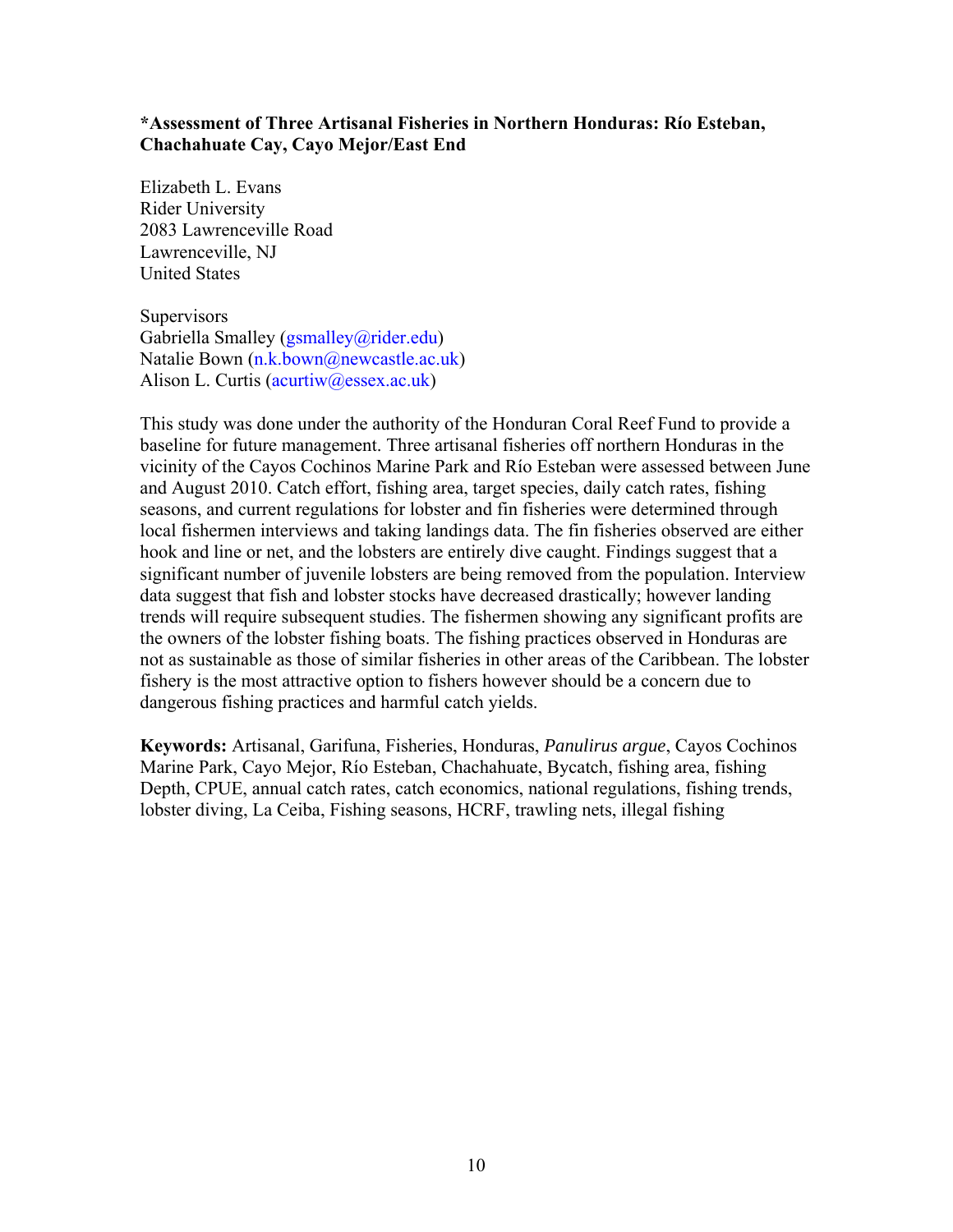**\*Assessment of Three Artisanal Fisheries in Northern Honduras: Río Esteban, Chachahuate Cay, Cayo Mejor/East End**

Elizabeth L. Evans
Rider University
2083 Lawrenceville Road
Lawrenceville, NJ
United States

Supervisors
Gabriella Smalley (gsmalley@rider.edu)
Natalie Bown (n.k.bown@newcastle.ac.uk)
Alison L. Curtis (acurtiw@essex.ac.uk)

This study was done under the authority of the Honduran Coral Reef Fund to provide a baseline for future management. Three artisanal fisheries off northern Honduras in the vicinity of the Cayos Cochinos Marine Park and Río Esteban were assessed between June and August 2010. Catch effort, fishing area, target species, daily catch rates, fishing seasons, and current regulations for lobster and fin fisheries were determined through local fishermen interviews and taking landings data. The fin fisheries observed are either hook and line or net, and the lobsters are entirely dive caught. Findings suggest that a significant number of juvenile lobsters are being removed from the population. Interview data suggest that fish and lobster stocks have decreased drastically; however landing trends will require subsequent studies. The fishermen showing any significant profits are the owners of the lobster fishing boats. The fishing practices observed in Honduras are not as sustainable as those of similar fisheries in other areas of the Caribbean. The lobster fishery is the most attractive option to fishers however should be a concern due to dangerous fishing practices and harmful catch yields.

**Keywords:** Artisanal, Garifuna, Fisheries, Honduras, *Panulirus argue*, Cayos Cochinos Marine Park, Cayo Mejor, Río Esteban, Chachahuate, Bycatch, fishing area, fishing Depth, CPUE, annual catch rates, catch economics, national regulations, fishing trends, lobster diving, La Ceiba, Fishing seasons, HCRF, trawling nets, illegal fishing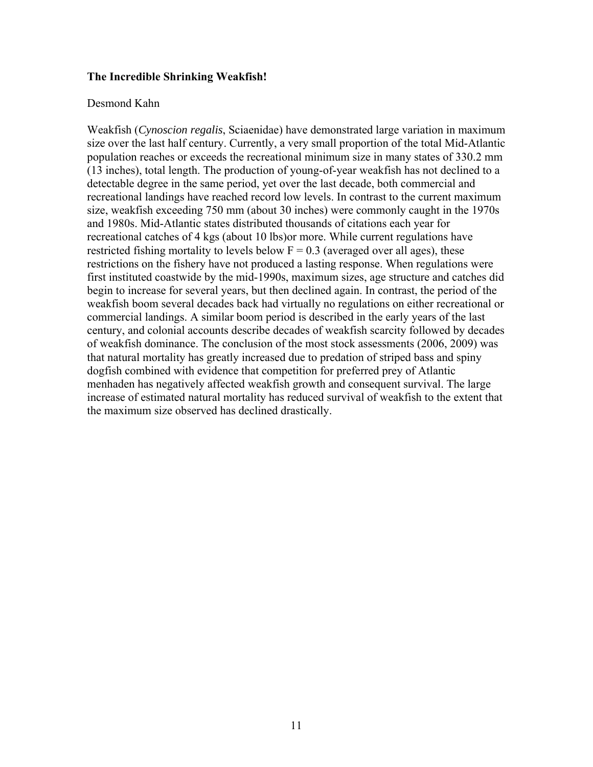**The Incredible Shrinking Weakfish!**

Desmond Kahn

Weakfish (*Cynoscion regalis*, Sciaenidae) have demonstrated large variation in maximum size over the last half century. Currently, a very small proportion of the total Mid-Atlantic population reaches or exceeds the recreational minimum size in many states of 330.2 mm (13 inches), total length. The production of young-of-year weakfish has not declined to a detectable degree in the same period, yet over the last decade, both commercial and recreational landings have reached record low levels. In contrast to the current maximum size, weakfish exceeding 750 mm (about 30 inches) were commonly caught in the 1970s and 1980s. Mid-Atlantic states distributed thousands of citations each year for recreational catches of 4 kgs (about 10 lbs)or more. While current regulations have restricted fishing mortality to levels below $F = 0.3$ (averaged over all ages), these restrictions on the fishery have not produced a lasting response. When regulations were first instituted coastwide by the mid-1990s, maximum sizes, age structure and catches did begin to increase for several years, but then declined again. In contrast, the period of the weakfish boom several decades back had virtually no regulations on either recreational or commercial landings. A similar boom period is described in the early years of the last century, and colonial accounts describe decades of weakfish scarcity followed by decades of weakfish dominance. The conclusion of the most stock assessments (2006, 2009) was that natural mortality has greatly increased due to predation of striped bass and spiny dogfish combined with evidence that competition for preferred prey of Atlantic menhaden has negatively affected weakfish growth and consequent survival. The large increase of estimated natural mortality has reduced survival of weakfish to the extent that the maximum size observed has declined drastically.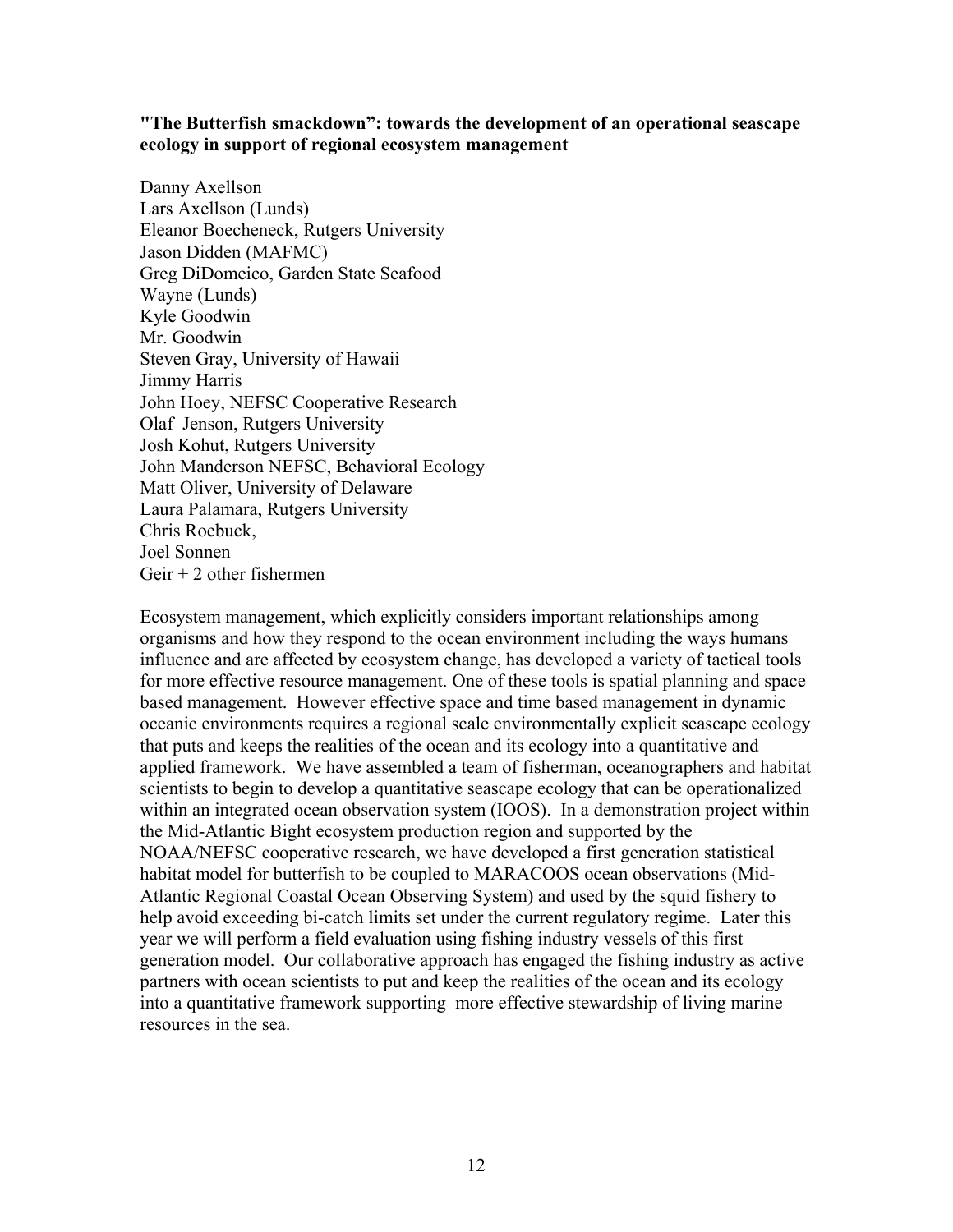**"The Butterfish smackdown": towards the development of an operational seascape ecology in support of regional ecosystem management**

Danny Axellson
Lars Axellson (Lunds)
Eleanor Boecheneck, Rutgers University
Jason Didden (MAFMC)
Greg DiDomeico, Garden State Seafood
Wayne (Lunds)
Kyle Goodwin
Mr. Goodwin
Steven Gray, University of Hawaii
Jimmy Harris
John Hoey, NEFSC Cooperative Research
Olaf Jenson, Rutgers University
Josh Kohut, Rutgers University
John Manderson NEFSC, Behavioral Ecology
Matt Oliver, University of Delaware
Laura Palamara, Rutgers University
Chris Roebuck,
Joel Sonnen
Geir + 2 other fishermen

Ecosystem management, which explicitly considers important relationships among organisms and how they respond to the ocean environment including the ways humans influence and are affected by ecosystem change, has developed a variety of tactical tools for more effective resource management. One of these tools is spatial planning and space based management. However effective space and time based management in dynamic oceanic environments requires a regional scale environmentally explicit seascape ecology that puts and keeps the realities of the ocean and its ecology into a quantitative and applied framework. We have assembled a team of fisherman, oceanographers and habitat scientists to begin to develop a quantitative seascape ecology that can be operationalized within an integrated ocean observation system (IOOS). In a demonstration project within the Mid-Atlantic Bight ecosystem production region and supported by the NOAA/NEFSC cooperative research, we have developed a first generation statistical habitat model for butterfish to be coupled to MARACOOS ocean observations (Mid-Atlantic Regional Coastal Ocean Observing System) and used by the squid fishery to help avoid exceeding bi-catch limits set under the current regulatory regime. Later this year we will perform a field evaluation using fishing industry vessels of this first generation model. Our collaborative approach has engaged the fishing industry as active partners with ocean scientists to put and keep the realities of the ocean and its ecology into a quantitative framework supporting more effective stewardship of living marine resources in the sea.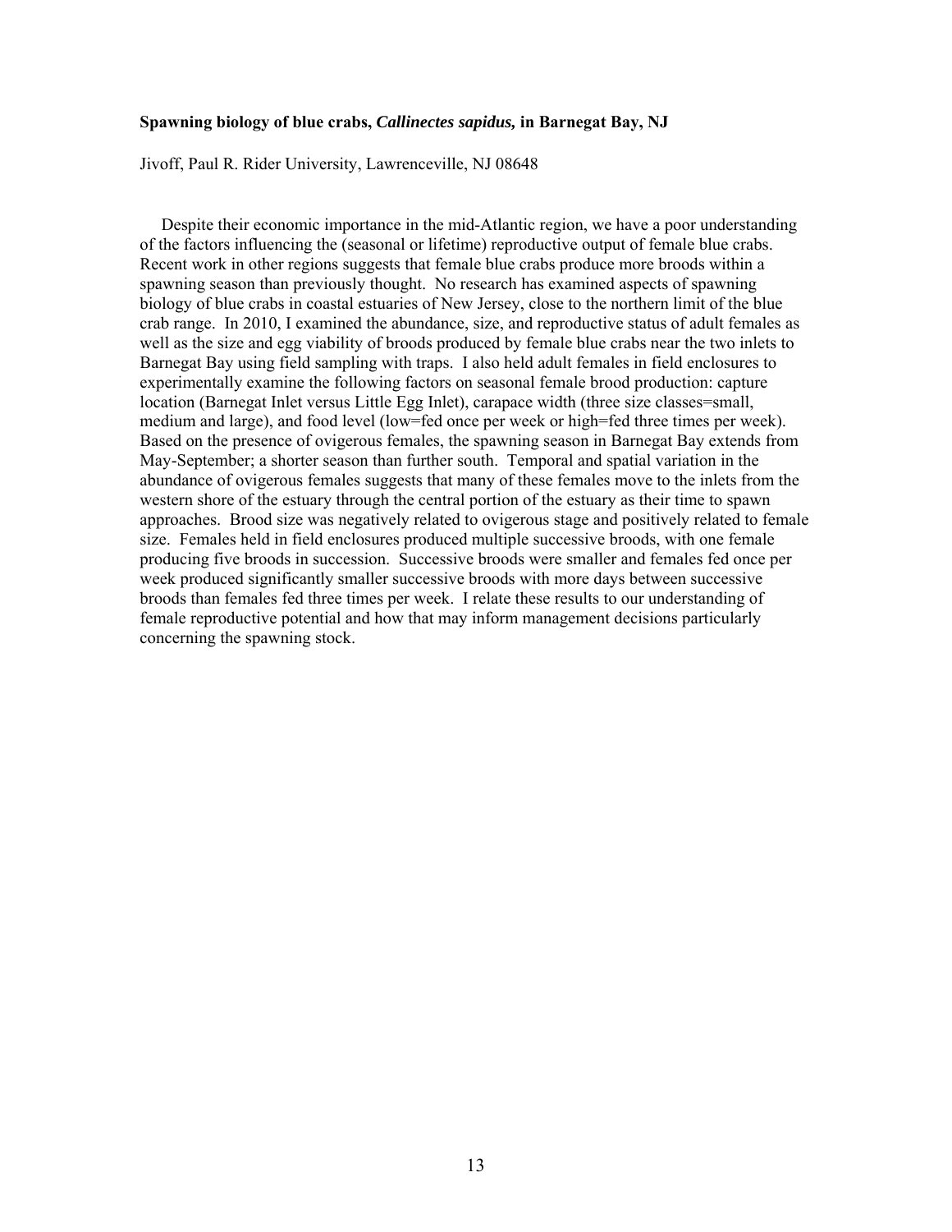**Spawning biology of blue crabs, *Callinectes sapidus,* in Barnegat Bay, NJ**

Jivoff, Paul R. Rider University, Lawrenceville, NJ 08648

Despite their economic importance in the mid-Atlantic region, we have a poor understanding of the factors influencing the (seasonal or lifetime) reproductive output of female blue crabs. Recent work in other regions suggests that female blue crabs produce more broods within a spawning season than previously thought. No research has examined aspects of spawning biology of blue crabs in coastal estuaries of New Jersey, close to the northern limit of the blue crab range. In 2010, I examined the abundance, size, and reproductive status of adult females as well as the size and egg viability of broods produced by female blue crabs near the two inlets to Barnegat Bay using field sampling with traps. I also held adult females in field enclosures to experimentally examine the following factors on seasonal female brood production: capture location (Barnegat Inlet versus Little Egg Inlet), carapace width (three size classes=small, medium and large), and food level (low=fed once per week or high=fed three times per week). Based on the presence of ovigerous females, the spawning season in Barnegat Bay extends from May-September; a shorter season than further south. Temporal and spatial variation in the abundance of ovigerous females suggests that many of these females move to the inlets from the western shore of the estuary through the central portion of the estuary as their time to spawn approaches. Brood size was negatively related to ovigerous stage and positively related to female size. Females held in field enclosures produced multiple successive broods, with one female producing five broods in succession. Successive broods were smaller and females fed once per week produced significantly smaller successive broods with more days between successive broods than females fed three times per week. I relate these results to our understanding of female reproductive potential and how that may inform management decisions particularly concerning the spawning stock.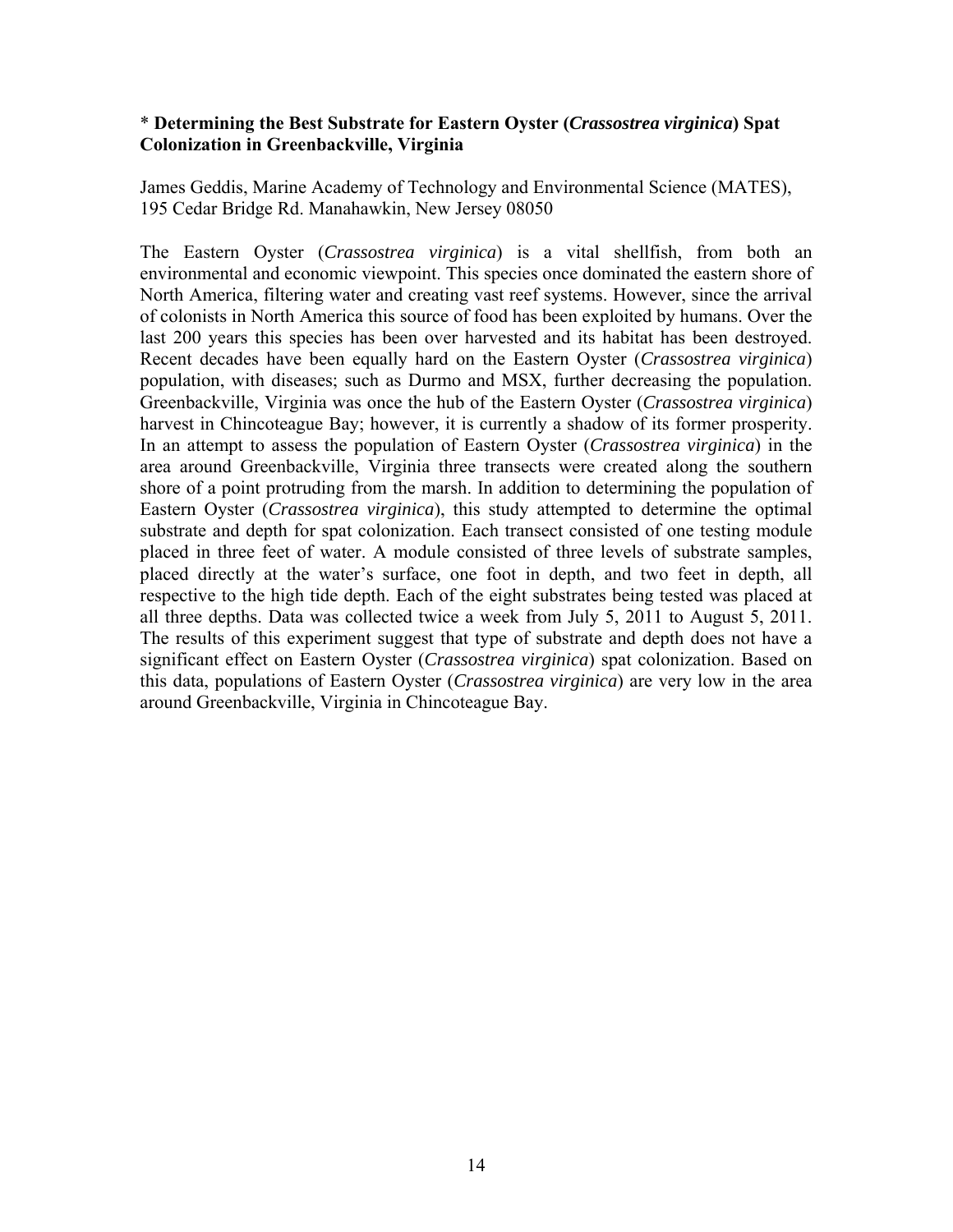### * Determining the Best Substrate for Eastern Oyster (*Crassostrea virginica*) Spat Colonization in Greenbackville, Virginia

James Geddis, Marine Academy of Technology and Environmental Science (MATES), 195 Cedar Bridge Rd. Manahawkin, New Jersey 08050

The Eastern Oyster (*Crassostrea virginica*) is a vital shellfish, from both an environmental and economic viewpoint. This species once dominated the eastern shore of North America, filtering water and creating vast reef systems. However, since the arrival of colonists in North America this source of food has been exploited by humans. Over the last 200 years this species has been over harvested and its habitat has been destroyed. Recent decades have been equally hard on the Eastern Oyster (*Crassostrea virginica*) population, with diseases; such as Durmo and MSX, further decreasing the population. Greenbackville, Virginia was once the hub of the Eastern Oyster (*Crassostrea virginica*) harvest in Chincoteague Bay; however, it is currently a shadow of its former prosperity. In an attempt to assess the population of Eastern Oyster (*Crassostrea virginica*) in the area around Greenbackville, Virginia three transects were created along the southern shore of a point protruding from the marsh. In addition to determining the population of Eastern Oyster (*Crassostrea virginica*), this study attempted to determine the optimal substrate and depth for spat colonization. Each transect consisted of one testing module placed in three feet of water. A module consisted of three levels of substrate samples, placed directly at the water's surface, one foot in depth, and two feet in depth, all respective to the high tide depth. Each of the eight substrates being tested was placed at all three depths. Data was collected twice a week from July 5, 2011 to August 5, 2011. The results of this experiment suggest that type of substrate and depth does not have a significant effect on Eastern Oyster (*Crassostrea virginica*) spat colonization. Based on this data, populations of Eastern Oyster (*Crassostrea virginica*) are very low in the area around Greenbackville, Virginia in Chincoteague Bay.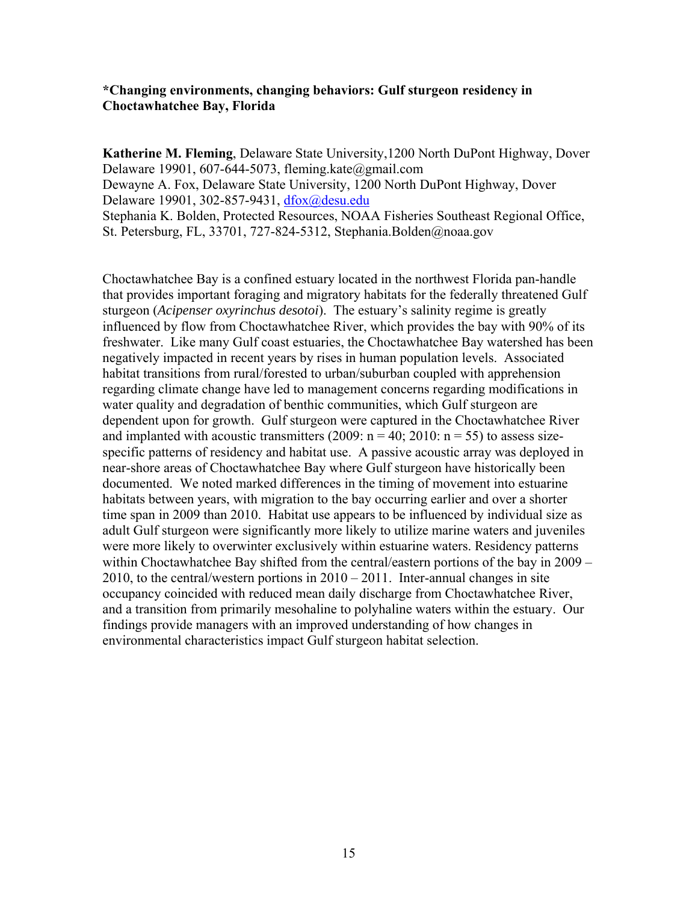**\*Changing environments, changing behaviors: Gulf sturgeon residency in Choctawhatchee Bay, Florida**

**Katherine M. Fleming**, Delaware State University,1200 North DuPont Highway, Dover Delaware 19901, 607-644-5073, fleming.kate@gmail.com
Dewayne A. Fox, Delaware State University, 1200 North DuPont Highway, Dover Delaware 19901, 302-857-9431, dfox@desu.edu
Stephania K. Bolden, Protected Resources, NOAA Fisheries Southeast Regional Office, St. Petersburg, FL, 33701, 727-824-5312, Stephania.Bolden@noaa.gov

Choctawhatchee Bay is a confined estuary located in the northwest Florida pan-handle that provides important foraging and migratory habitats for the federally threatened Gulf sturgeon (*Acipenser oxyrinchus desotoi*). The estuary's salinity regime is greatly influenced by flow from Choctawhatchee River, which provides the bay with 90% of its freshwater. Like many Gulf coast estuaries, the Choctawhatchee Bay watershed has been negatively impacted in recent years by rises in human population levels. Associated habitat transitions from rural/forested to urban/suburban coupled with apprehension regarding climate change have led to management concerns regarding modifications in water quality and degradation of benthic communities, which Gulf sturgeon are dependent upon for growth. Gulf sturgeon were captured in the Choctawhatchee River and implanted with acoustic transmitters (2009: n = 40; 2010: n = 55) to assess size-specific patterns of residency and habitat use. A passive acoustic array was deployed in near-shore areas of Choctawhatchee Bay where Gulf sturgeon have historically been documented. We noted marked differences in the timing of movement into estuarine habitats between years, with migration to the bay occurring earlier and over a shorter time span in 2009 than 2010. Habitat use appears to be influenced by individual size as adult Gulf sturgeon were significantly more likely to utilize marine waters and juveniles were more likely to overwinter exclusively within estuarine waters. Residency patterns within Choctawhatchee Bay shifted from the central/eastern portions of the bay in 2009 – 2010, to the central/western portions in 2010 – 2011. Inter-annual changes in site occupancy coincided with reduced mean daily discharge from Choctawhatchee River, and a transition from primarily mesohaline to polyhaline waters within the estuary. Our findings provide managers with an improved understanding of how changes in environmental characteristics impact Gulf sturgeon habitat selection.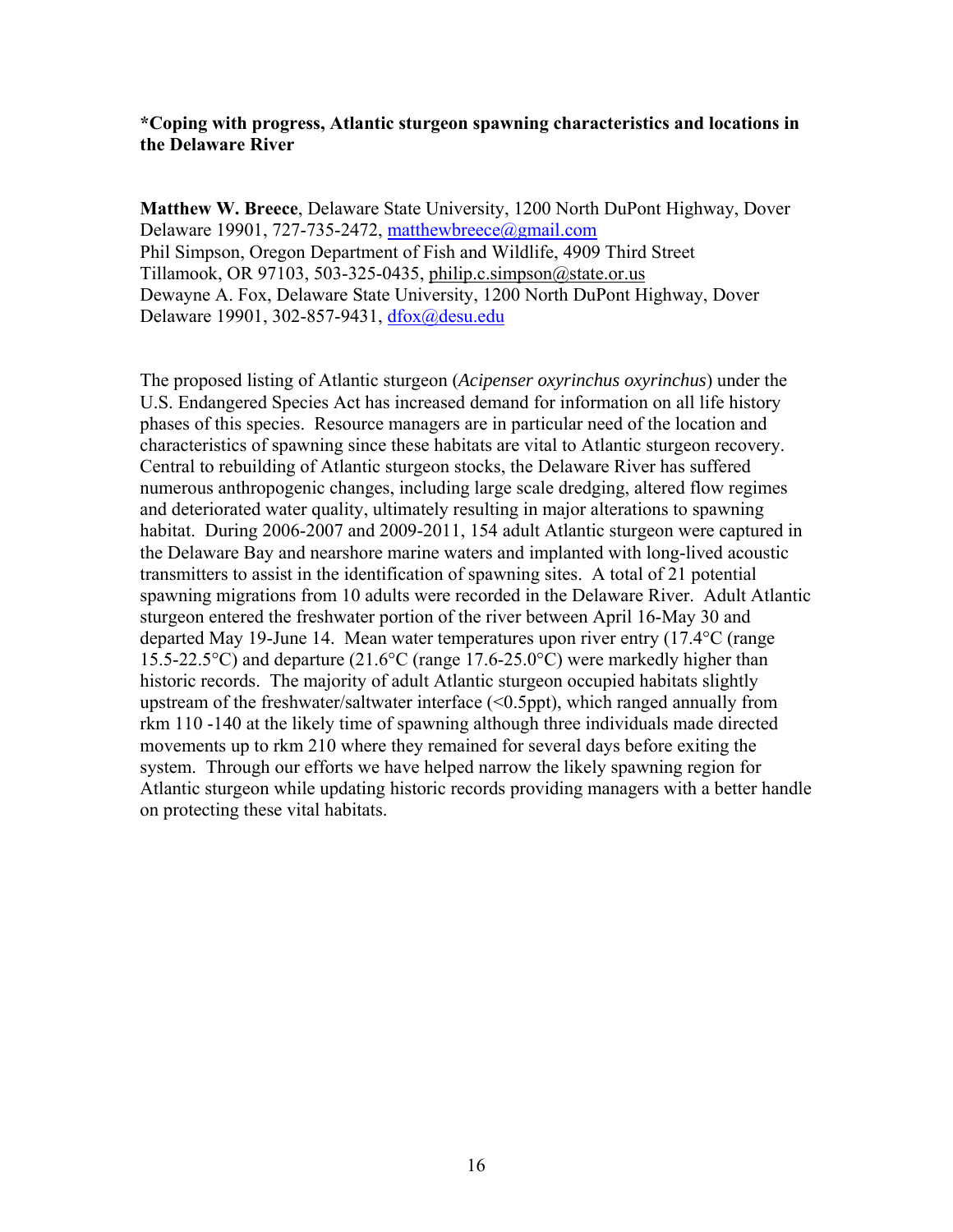**\*Coping with progress, Atlantic sturgeon spawning characteristics and locations in the Delaware River**

**Matthew W. Breece**, Delaware State University, 1200 North DuPont Highway, Dover Delaware 19901, 727-735-2472, matthewbreece@gmail.com
Phil Simpson, Oregon Department of Fish and Wildlife, 4909 Third Street Tillamook, OR 97103, 503-325-0435, philip.c.simpson@state.or.us
Dewayne A. Fox, Delaware State University, 1200 North DuPont Highway, Dover Delaware 19901, 302-857-9431, dfox@desu.edu

The proposed listing of Atlantic sturgeon (*Acipenser oxyrinchus oxyrinchus*) under the U.S. Endangered Species Act has increased demand for information on all life history phases of this species. Resource managers are in particular need of the location and characteristics of spawning since these habitats are vital to Atlantic sturgeon recovery. Central to rebuilding of Atlantic sturgeon stocks, the Delaware River has suffered numerous anthropogenic changes, including large scale dredging, altered flow regimes and deteriorated water quality, ultimately resulting in major alterations to spawning habitat. During 2006-2007 and 2009-2011, 154 adult Atlantic sturgeon were captured in the Delaware Bay and nearshore marine waters and implanted with long-lived acoustic transmitters to assist in the identification of spawning sites. A total of 21 potential spawning migrations from 10 adults were recorded in the Delaware River. Adult Atlantic sturgeon entered the freshwater portion of the river between April 16-May 30 and departed May 19-June 14. Mean water temperatures upon river entry (17.4°C (range 15.5-22.5°C) and departure (21.6°C (range 17.6-25.0°C) were markedly higher than historic records. The majority of adult Atlantic sturgeon occupied habitats slightly upstream of the freshwater/saltwater interface (<0.5ppt), which ranged annually from rkm 110 -140 at the likely time of spawning although three individuals made directed movements up to rkm 210 where they remained for several days before exiting the system. Through our efforts we have helped narrow the likely spawning region for Atlantic sturgeon while updating historic records providing managers with a better handle on protecting these vital habitats.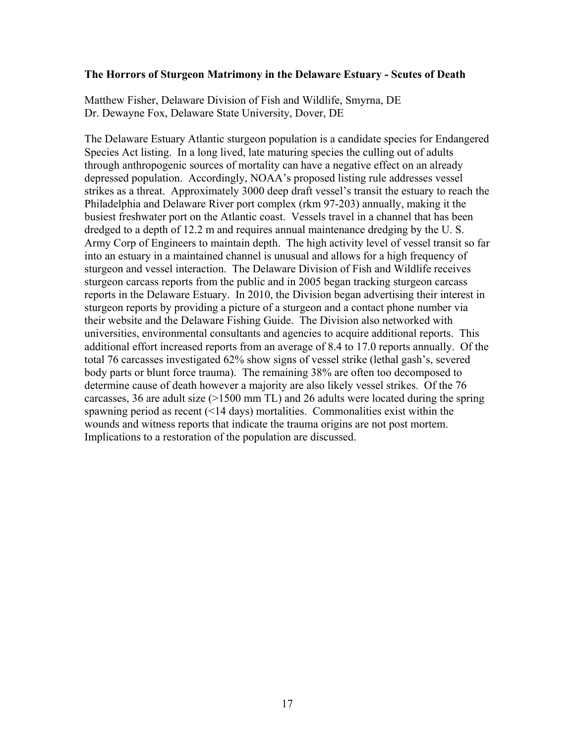**The Horrors of Sturgeon Matrimony in the Delaware Estuary - Scutes of Death**

Matthew Fisher, Delaware Division of Fish and Wildlife, Smyrna, DE
Dr. Dewayne Fox, Delaware State University, Dover, DE

The Delaware Estuary Atlantic sturgeon population is a candidate species for Endangered Species Act listing. In a long lived, late maturing species the culling out of adults through anthropogenic sources of mortality can have a negative effect on an already depressed population. Accordingly, NOAA's proposed listing rule addresses vessel strikes as a threat. Approximately 3000 deep draft vessel's transit the estuary to reach the Philadelphia and Delaware River port complex (rkm 97-203) annually, making it the busiest freshwater port on the Atlantic coast. Vessels travel in a channel that has been dredged to a depth of 12.2 m and requires annual maintenance dredging by the U. S. Army Corp of Engineers to maintain depth. The high activity level of vessel transit so far into an estuary in a maintained channel is unusual and allows for a high frequency of sturgeon and vessel interaction. The Delaware Division of Fish and Wildlife receives sturgeon carcass reports from the public and in 2005 began tracking sturgeon carcass reports in the Delaware Estuary. In 2010, the Division began advertising their interest in sturgeon reports by providing a picture of a sturgeon and a contact phone number via their website and the Delaware Fishing Guide. The Division also networked with universities, environmental consultants and agencies to acquire additional reports. This additional effort increased reports from an average of 8.4 to 17.0 reports annually. Of the total 76 carcasses investigated 62% show signs of vessel strike (lethal gash's, severed body parts or blunt force trauma). The remaining 38% are often too decomposed to determine cause of death however a majority are also likely vessel strikes. Of the 76 carcasses, 36 are adult size (>1500 mm TL) and 26 adults were located during the spring spawning period as recent (<14 days) mortalities. Commonalities exist within the wounds and witness reports that indicate the trauma origins are not post mortem. Implications to a restoration of the population are discussed.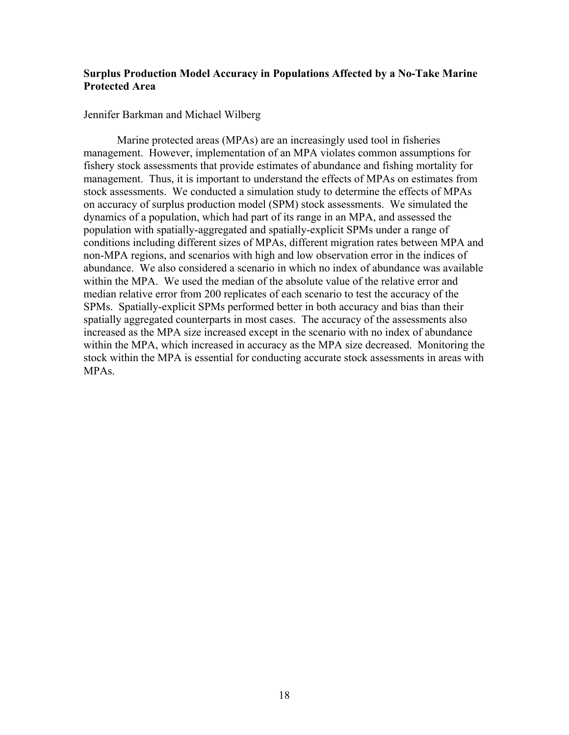**Surplus Production Model Accuracy in Populations Affected by a No-Take Marine Protected Area**

Jennifer Barkman and Michael Wilberg

Marine protected areas (MPAs) are an increasingly used tool in fisheries management. However, implementation of an MPA violates common assumptions for fishery stock assessments that provide estimates of abundance and fishing mortality for management. Thus, it is important to understand the effects of MPAs on estimates from stock assessments. We conducted a simulation study to determine the effects of MPAs on accuracy of surplus production model (SPM) stock assessments. We simulated the dynamics of a population, which had part of its range in an MPA, and assessed the population with spatially-aggregated and spatially-explicit SPMs under a range of conditions including different sizes of MPAs, different migration rates between MPA and non-MPA regions, and scenarios with high and low observation error in the indices of abundance. We also considered a scenario in which no index of abundance was available within the MPA. We used the median of the absolute value of the relative error and median relative error from 200 replicates of each scenario to test the accuracy of the SPMs. Spatially-explicit SPMs performed better in both accuracy and bias than their spatially aggregated counterparts in most cases. The accuracy of the assessments also increased as the MPA size increased except in the scenario with no index of abundance within the MPA, which increased in accuracy as the MPA size decreased. Monitoring the stock within the MPA is essential for conducting accurate stock assessments in areas with MPAs.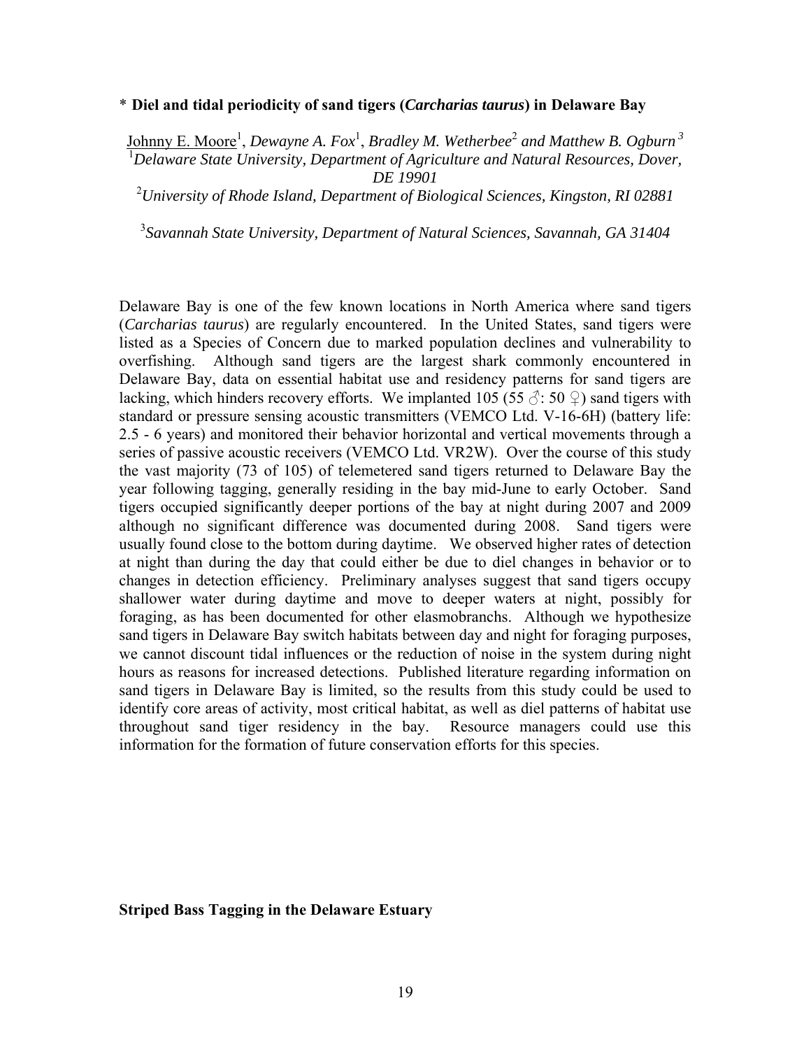### * **Diel and tidal periodicity of sand tigers (*Carcharias taurus*) in Delaware Bay**

Johnny E. Moore[1], *Dewayne A. Fox*[1], *Bradley M. Wetherbee*[2] *and Matthew B. Ogburn*[3]

[1]*Delaware State University, Department of Agriculture and Natural Resources, Dover, DE 19901*

[2]*University of Rhode Island, Department of Biological Sciences, Kingston, RI 02881*

[3]*Savannah State University, Department of Natural Sciences, Savannah, GA 31404*

Delaware Bay is one of the few known locations in North America where sand tigers (*Carcharias taurus*) are regularly encountered. In the United States, sand tigers were listed as a Species of Concern due to marked population declines and vulnerability to overfishing. Although sand tigers are the largest shark commonly encountered in Delaware Bay, data on essential habitat use and residency patterns for sand tigers are lacking, which hinders recovery efforts. We implanted 105 (55 ♂: 50 ♀) sand tigers with standard or pressure sensing acoustic transmitters (VEMCO Ltd. V-16-6H) (battery life: 2.5 - 6 years) and monitored their behavior horizontal and vertical movements through a series of passive acoustic receivers (VEMCO Ltd. VR2W). Over the course of this study the vast majority (73 of 105) of telemetered sand tigers returned to Delaware Bay the year following tagging, generally residing in the bay mid-June to early October. Sand tigers occupied significantly deeper portions of the bay at night during 2007 and 2009 although no significant difference was documented during 2008. Sand tigers were usually found close to the bottom during daytime. We observed higher rates of detection at night than during the day that could either be due to diel changes in behavior or to changes in detection efficiency. Preliminary analyses suggest that sand tigers occupy shallower water during daytime and move to deeper waters at night, possibly for foraging, as has been documented for other elasmobranchs. Although we hypothesize sand tigers in Delaware Bay switch habitats between day and night for foraging purposes, we cannot discount tidal influences or the reduction of noise in the system during night hours as reasons for increased detections. Published literature regarding information on sand tigers in Delaware Bay is limited, so the results from this study could be used to identify core areas of activity, most critical habitat, as well as diel patterns of habitat use throughout sand tiger residency in the bay. Resource managers could use this information for the formation of future conservation efforts for this species.

### **Striped Bass Tagging in the Delaware Estuary**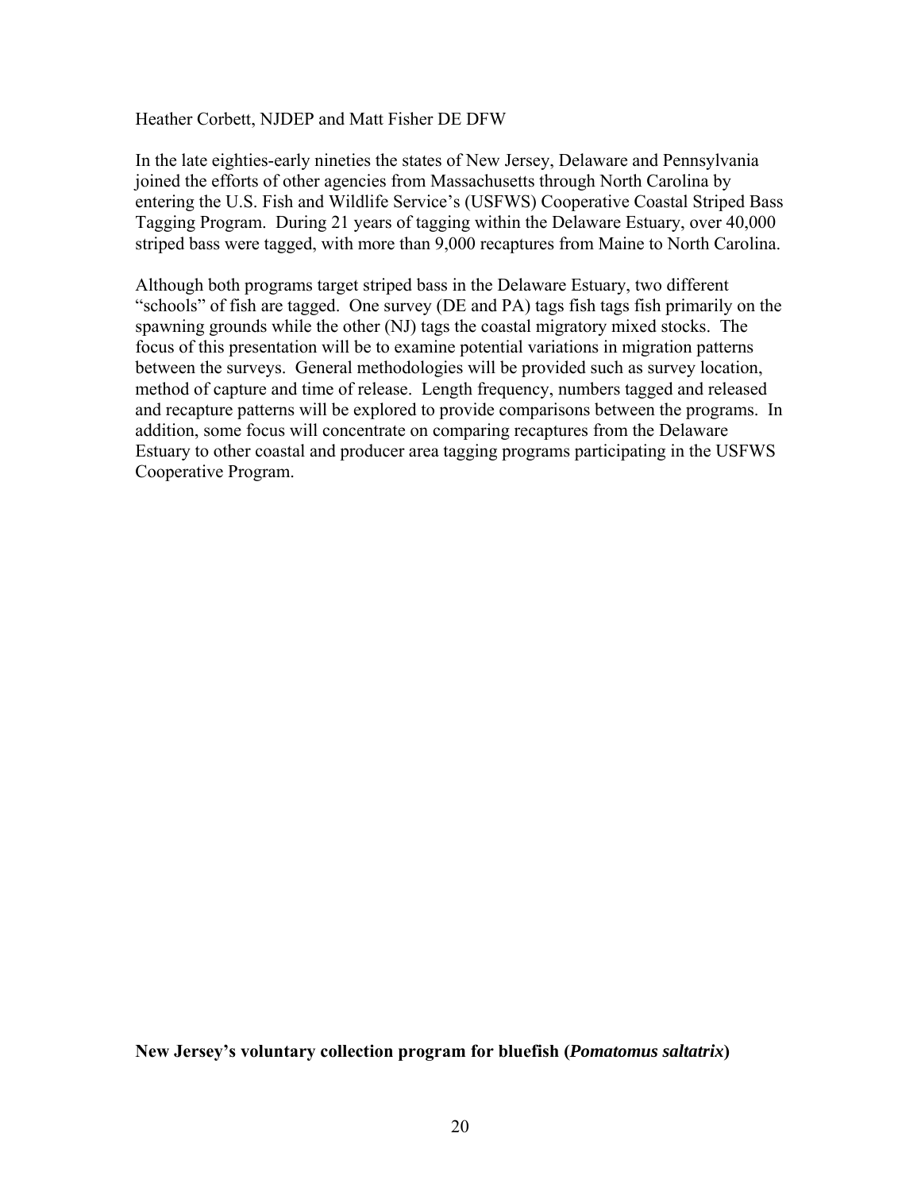Heather Corbett, NJDEP and Matt Fisher DE DFW

In the late eighties-early nineties the states of New Jersey, Delaware and Pennsylvania joined the efforts of other agencies from Massachusetts through North Carolina by entering the U.S. Fish and Wildlife Service's (USFWS) Cooperative Coastal Striped Bass Tagging Program. During 21 years of tagging within the Delaware Estuary, over 40,000 striped bass were tagged, with more than 9,000 recaptures from Maine to North Carolina.

Although both programs target striped bass in the Delaware Estuary, two different "schools" of fish are tagged. One survey (DE and PA) tags fish tags fish primarily on the spawning grounds while the other (NJ) tags the coastal migratory mixed stocks. The focus of this presentation will be to examine potential variations in migration patterns between the surveys. General methodologies will be provided such as survey location, method of capture and time of release. Length frequency, numbers tagged and released and recapture patterns will be explored to provide comparisons between the programs. In addition, some focus will concentrate on comparing recaptures from the Delaware Estuary to other coastal and producer area tagging programs participating in the USFWS Cooperative Program.

**New Jersey's voluntary collection program for bluefish (*Pomatomus saltatrix*)**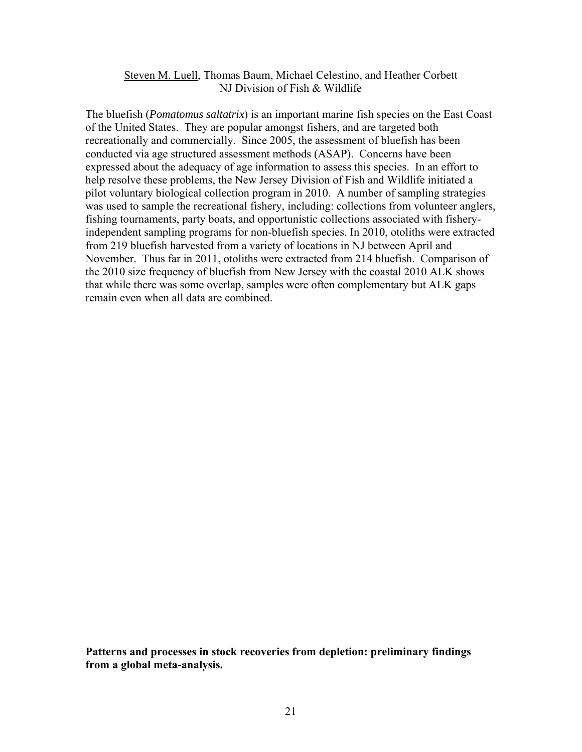<u>Steven M. Luell</u>, Thomas Baum, Michael Celestino, and Heather Corbett
NJ Division of Fish & Wildlife

The bluefish (*Pomatomus saltatrix*) is an important marine fish species on the East Coast of the United States. They are popular amongst fishers, and are targeted both recreationally and commercially. Since 2005, the assessment of bluefish has been conducted via age structured assessment methods (ASAP). Concerns have been expressed about the adequacy of age information to assess this species. In an effort to help resolve these problems, the New Jersey Division of Fish and Wildlife initiated a pilot voluntary biological collection program in 2010. A number of sampling strategies was used to sample the recreational fishery, including: collections from volunteer anglers, fishing tournaments, party boats, and opportunistic collections associated with fishery-independent sampling programs for non-bluefish species. In 2010, otoliths were extracted from 219 bluefish harvested from a variety of locations in NJ between April and November. Thus far in 2011, otoliths were extracted from 214 bluefish. Comparison of the 2010 size frequency of bluefish from New Jersey with the coastal 2010 ALK shows that while there was some overlap, samples were often complementary but ALK gaps remain even when all data are combined.

**Patterns and processes in stock recoveries from depletion: preliminary findings from a global meta-analysis.**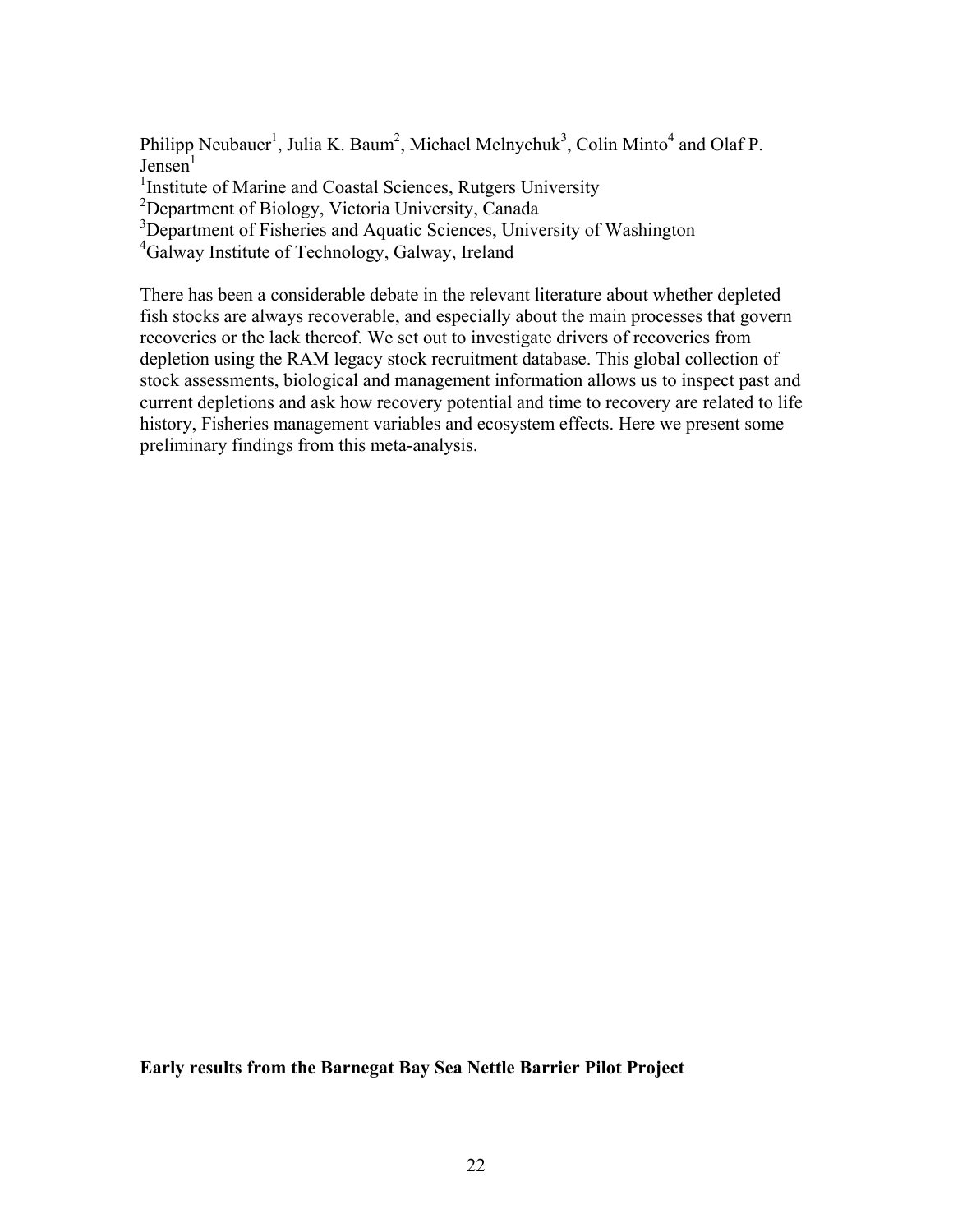Philipp Neubauer[1], Julia K. Baum[2], Michael Melnychuk[3], Colin Minto[4] and Olaf P. Jensen[1]

[1]Institute of Marine and Coastal Sciences, Rutgers University

[2]Department of Biology, Victoria University, Canada

[3]Department of Fisheries and Aquatic Sciences, University of Washington

[4]Galway Institute of Technology, Galway, Ireland

There has been a considerable debate in the relevant literature about whether depleted fish stocks are always recoverable, and especially about the main processes that govern recoveries or the lack thereof. We set out to investigate drivers of recoveries from depletion using the RAM legacy stock recruitment database. This global collection of stock assessments, biological and management information allows us to inspect past and current depletions and ask how recovery potential and time to recovery are related to life history, Fisheries management variables and ecosystem effects. Here we present some preliminary findings from this meta-analysis.

**Early results from the Barnegat Bay Sea Nettle Barrier Pilot Project**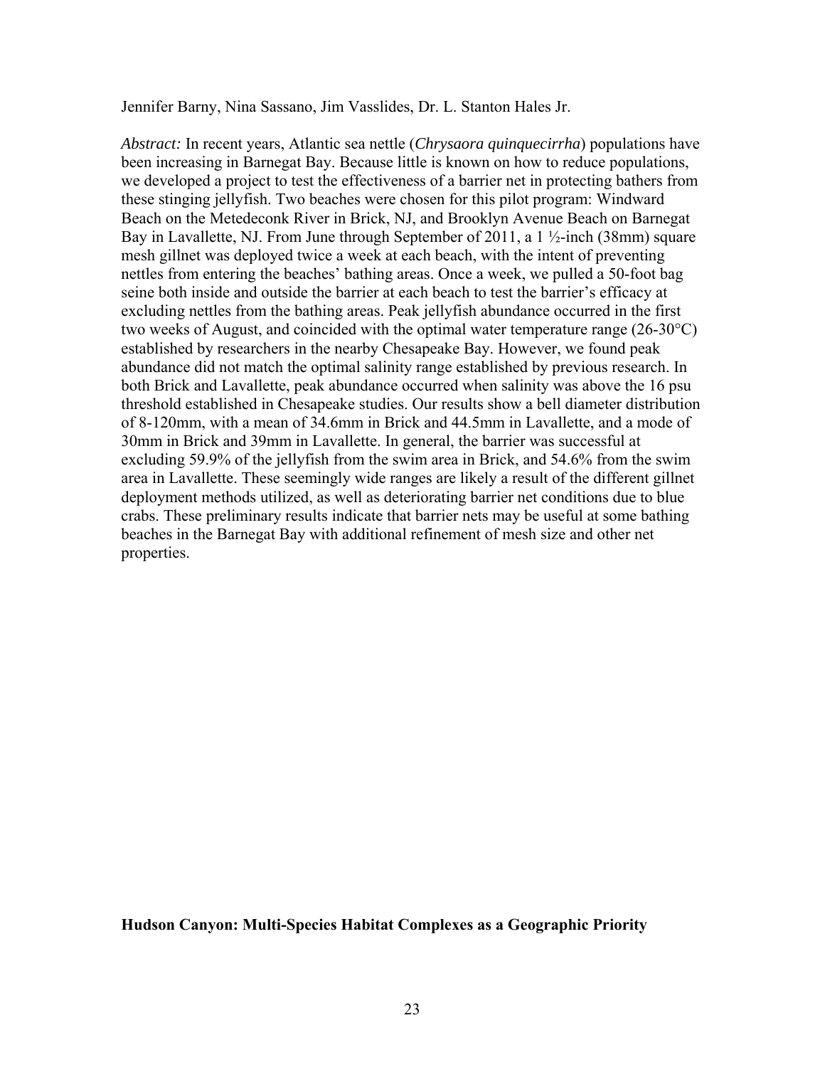Jennifer Barny, Nina Sassano, Jim Vasslides, Dr. L. Stanton Hales Jr.

*Abstract:* In recent years, Atlantic sea nettle (*Chrysaora quinquecirrha*) populations have been increasing in Barnegat Bay. Because little is known on how to reduce populations, we developed a project to test the effectiveness of a barrier net in protecting bathers from these stinging jellyfish. Two beaches were chosen for this pilot program: Windward Beach on the Metedeconk River in Brick, NJ, and Brooklyn Avenue Beach on Barnegat Bay in Lavallette, NJ. From June through September of 2011, a 1 ½-inch (38mm) square mesh gillnet was deployed twice a week at each beach, with the intent of preventing nettles from entering the beaches' bathing areas. Once a week, we pulled a 50-foot bag seine both inside and outside the barrier at each beach to test the barrier's efficacy at excluding nettles from the bathing areas. Peak jellyfish abundance occurred in the first two weeks of August, and coincided with the optimal water temperature range (26-30°C) established by researchers in the nearby Chesapeake Bay. However, we found peak abundance did not match the optimal salinity range established by previous research. In both Brick and Lavallette, peak abundance occurred when salinity was above the 16 psu threshold established in Chesapeake studies. Our results show a bell diameter distribution of 8-120mm, with a mean of 34.6mm in Brick and 44.5mm in Lavallette, and a mode of 30mm in Brick and 39mm in Lavallette. In general, the barrier was successful at excluding 59.9% of the jellyfish from the swim area in Brick, and 54.6% from the swim area in Lavallette. These seemingly wide ranges are likely a result of the different gillnet deployment methods utilized, as well as deteriorating barrier net conditions due to blue crabs. These preliminary results indicate that barrier nets may be useful at some bathing beaches in the Barnegat Bay with additional refinement of mesh size and other net properties.

## Hudson Canyon: Multi-Species Habitat Complexes as a Geographic Priority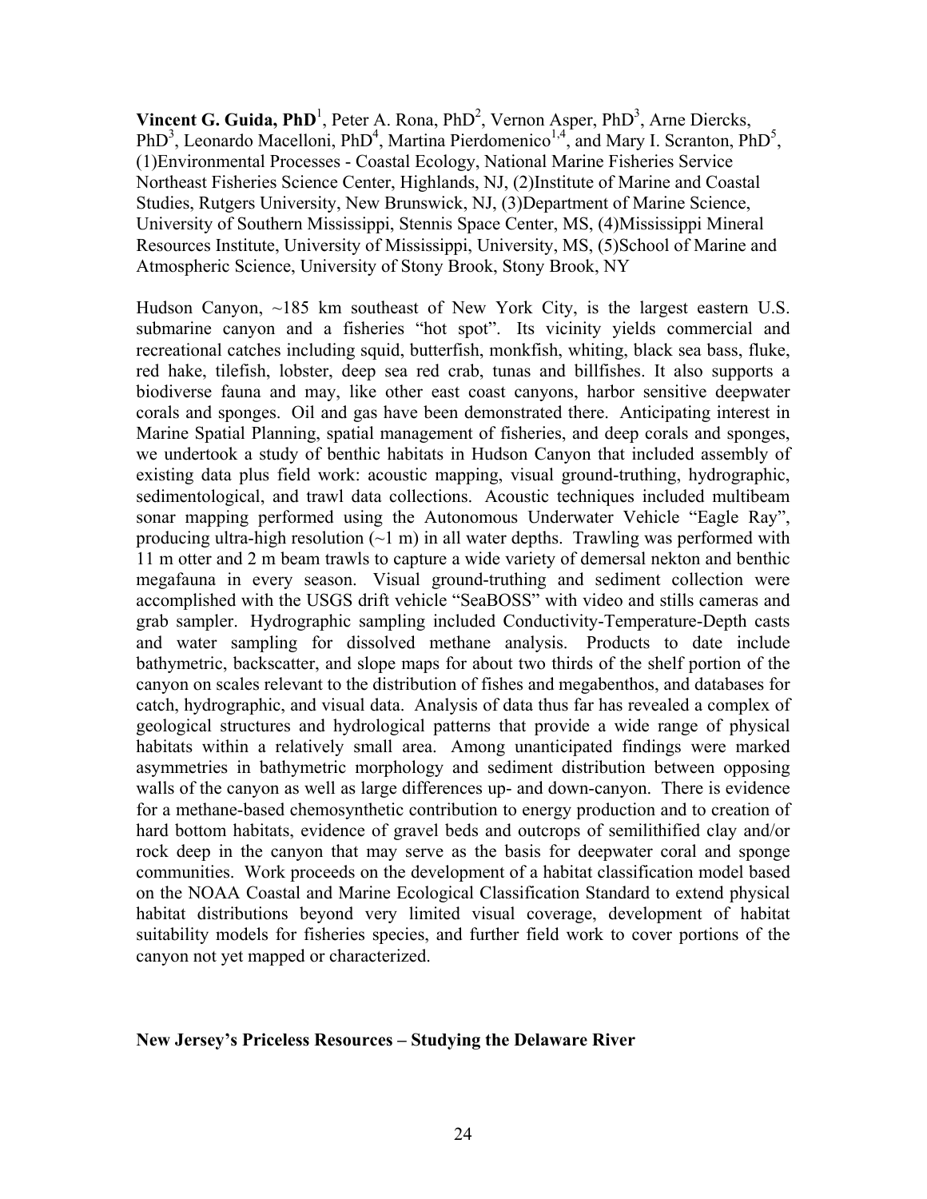**Vincent G. Guida, PhD**[1], Peter A. Rona, PhD[2], Vernon Asper, PhD[3], Arne Diercks, PhD[3], Leonardo Macelloni, PhD[4], Martina Pierdomenico[1,4], and Mary I. Scranton, PhD[5], (1)Environmental Processes - Coastal Ecology, National Marine Fisheries Service Northeast Fisheries Science Center, Highlands, NJ, (2)Institute of Marine and Coastal Studies, Rutgers University, New Brunswick, NJ, (3)Department of Marine Science, University of Southern Mississippi, Stennis Space Center, MS, (4)Mississippi Mineral Resources Institute, University of Mississippi, University, MS, (5)School of Marine and Atmospheric Science, University of Stony Brook, Stony Brook, NY

Hudson Canyon, ~185 km southeast of New York City, is the largest eastern U.S. submarine canyon and a fisheries "hot spot". Its vicinity yields commercial and recreational catches including squid, butterfish, monkfish, whiting, black sea bass, fluke, red hake, tilefish, lobster, deep sea red crab, tunas and billfishes. It also supports a biodiverse fauna and may, like other east coast canyons, harbor sensitive deepwater corals and sponges. Oil and gas have been demonstrated there. Anticipating interest in Marine Spatial Planning, spatial management of fisheries, and deep corals and sponges, we undertook a study of benthic habitats in Hudson Canyon that included assembly of existing data plus field work: acoustic mapping, visual ground-truthing, hydrographic, sedimentological, and trawl data collections. Acoustic techniques included multibeam sonar mapping performed using the Autonomous Underwater Vehicle "Eagle Ray", producing ultra-high resolution (~1 m) in all water depths. Trawling was performed with 11 m otter and 2 m beam trawls to capture a wide variety of demersal nekton and benthic megafauna in every season. Visual ground-truthing and sediment collection were accomplished with the USGS drift vehicle "SeaBOSS" with video and stills cameras and grab sampler. Hydrographic sampling included Conductivity-Temperature-Depth casts and water sampling for dissolved methane analysis. Products to date include bathymetric, backscatter, and slope maps for about two thirds of the shelf portion of the canyon on scales relevant to the distribution of fishes and megabenthos, and databases for catch, hydrographic, and visual data. Analysis of data thus far has revealed a complex of geological structures and hydrological patterns that provide a wide range of physical habitats within a relatively small area. Among unanticipated findings were marked asymmetries in bathymetric morphology and sediment distribution between opposing walls of the canyon as well as large differences up- and down-canyon. There is evidence for a methane-based chemosynthetic contribution to energy production and to creation of hard bottom habitats, evidence of gravel beds and outcrops of semilithified clay and/or rock deep in the canyon that may serve as the basis for deepwater coral and sponge communities. Work proceeds on the development of a habitat classification model based on the NOAA Coastal and Marine Ecological Classification Standard to extend physical habitat distributions beyond very limited visual coverage, development of habitat suitability models for fisheries species, and further field work to cover portions of the canyon not yet mapped or characterized.

**New Jersey's Priceless Resources – Studying the Delaware River**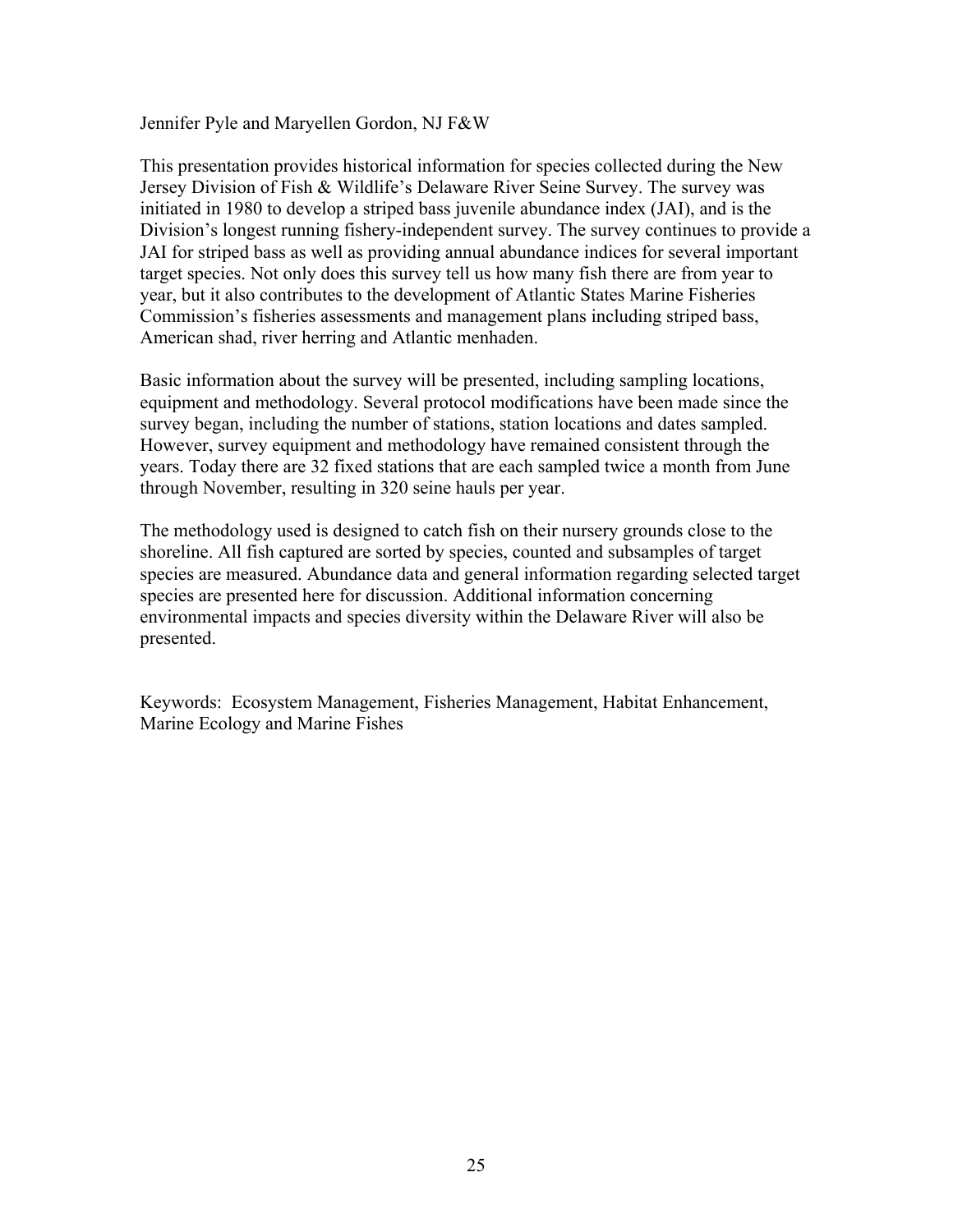Jennifer Pyle and Maryellen Gordon, NJ F&W

This presentation provides historical information for species collected during the New Jersey Division of Fish & Wildlife's Delaware River Seine Survey. The survey was initiated in 1980 to develop a striped bass juvenile abundance index (JAI), and is the Division's longest running fishery-independent survey. The survey continues to provide a JAI for striped bass as well as providing annual abundance indices for several important target species. Not only does this survey tell us how many fish there are from year to year, but it also contributes to the development of Atlantic States Marine Fisheries Commission's fisheries assessments and management plans including striped bass, American shad, river herring and Atlantic menhaden.

Basic information about the survey will be presented, including sampling locations, equipment and methodology. Several protocol modifications have been made since the survey began, including the number of stations, station locations and dates sampled. However, survey equipment and methodology have remained consistent through the years. Today there are 32 fixed stations that are each sampled twice a month from June through November, resulting in 320 seine hauls per year.

The methodology used is designed to catch fish on their nursery grounds close to the shoreline. All fish captured are sorted by species, counted and subsamples of target species are measured. Abundance data and general information regarding selected target species are presented here for discussion. Additional information concerning environmental impacts and species diversity within the Delaware River will also be presented.

Keywords: Ecosystem Management, Fisheries Management, Habitat Enhancement, Marine Ecology and Marine Fishes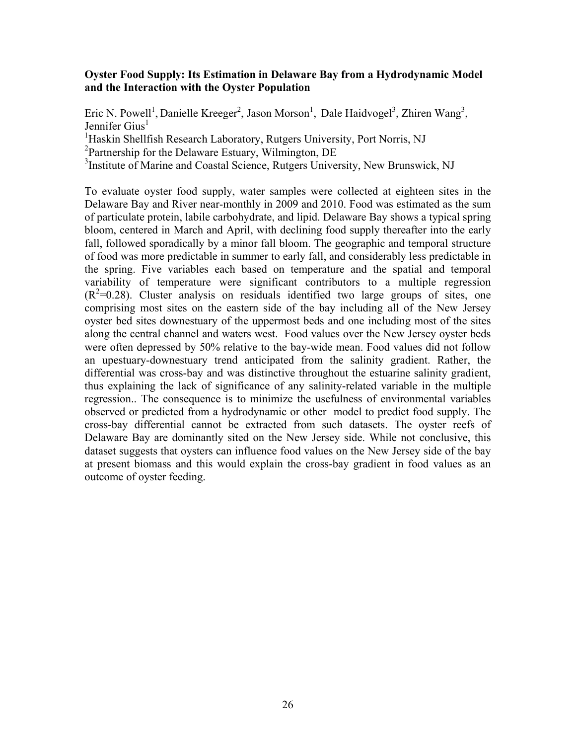**Oyster Food Supply: Its Estimation in Delaware Bay from a Hydrodynamic Model and the Interaction with the Oyster Population**

Eric N. Powell[1], Danielle Kreeger[2], Jason Morson[1], Dale Haidvogel[3], Zhiren Wang[3], Jennifer Gius[1]

[1]Haskin Shellfish Research Laboratory, Rutgers University, Port Norris, NJ
[2]Partnership for the Delaware Estuary, Wilmington, DE
[3]Institute of Marine and Coastal Science, Rutgers University, New Brunswick, NJ

To evaluate oyster food supply, water samples were collected at eighteen sites in the Delaware Bay and River near-monthly in 2009 and 2010. Food was estimated as the sum of particulate protein, labile carbohydrate, and lipid. Delaware Bay shows a typical spring bloom, centered in March and April, with declining food supply thereafter into the early fall, followed sporadically by a minor fall bloom. The geographic and temporal structure of food was more predictable in summer to early fall, and considerably less predictable in the spring. Five variables each based on temperature and the spatial and temporal variability of temperature were significant contributors to a multiple regression ($R^2$=0.28). Cluster analysis on residuals identified two large groups of sites, one comprising most sites on the eastern side of the bay including all of the New Jersey oyster bed sites downestuary of the uppermost beds and one including most of the sites along the central channel and waters west. Food values over the New Jersey oyster beds were often depressed by 50% relative to the bay-wide mean. Food values did not follow an upestuary-downestuary trend anticipated from the salinity gradient. Rather, the differential was cross-bay and was distinctive throughout the estuarine salinity gradient, thus explaining the lack of significance of any salinity-related variable in the multiple regression.. The consequence is to minimize the usefulness of environmental variables observed or predicted from a hydrodynamic or other model to predict food supply. The cross-bay differential cannot be extracted from such datasets. The oyster reefs of Delaware Bay are dominantly sited on the New Jersey side. While not conclusive, this dataset suggests that oysters can influence food values on the New Jersey side of the bay at present biomass and this would explain the cross-bay gradient in food values as an outcome of oyster feeding.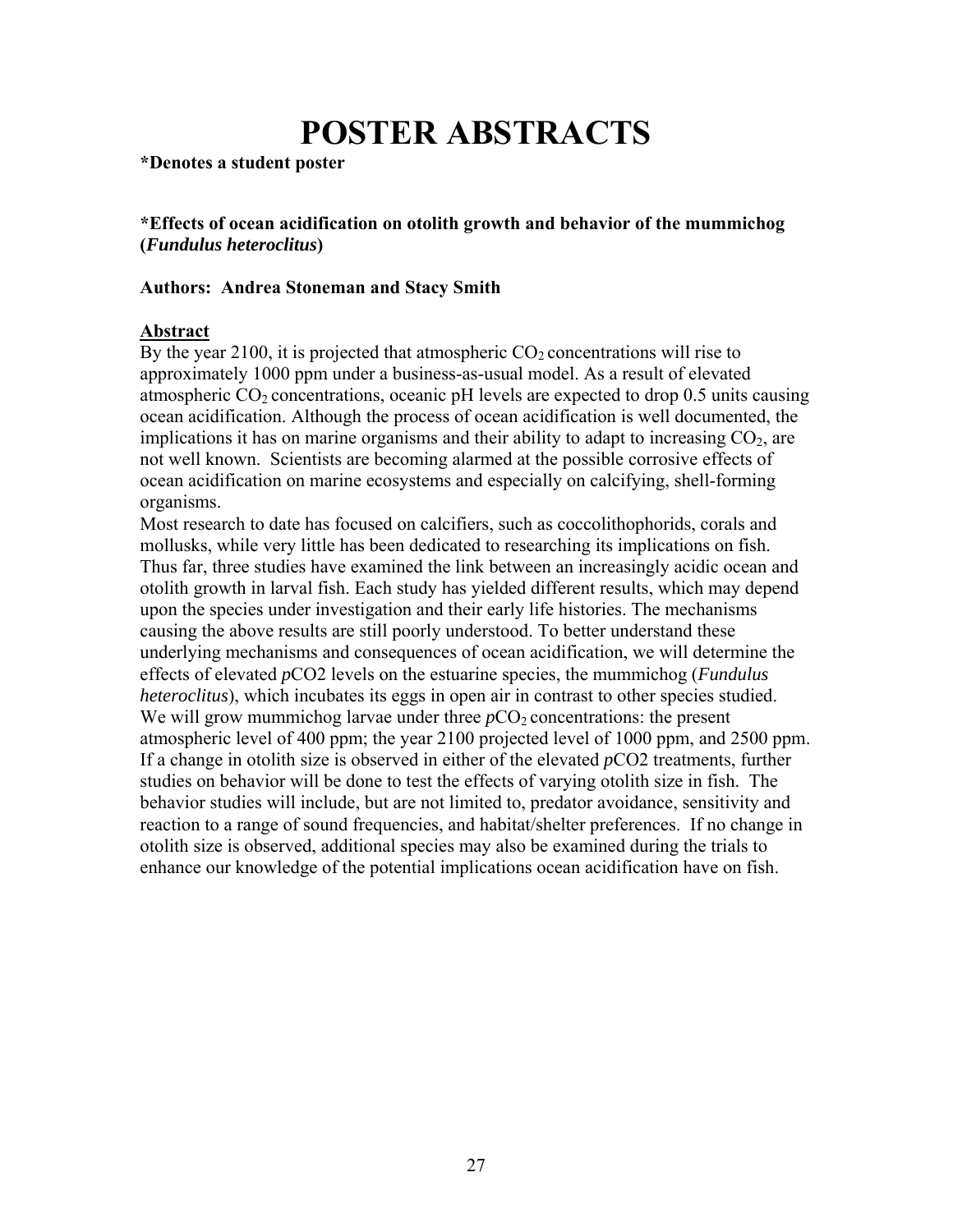# POSTER ABSTRACTS

**\*Denotes a student poster**

**\*Effects of ocean acidification on otolith growth and behavior of the mummichog (*Fundulus heteroclitus*)**

**Authors: Andrea Stoneman and Stacy Smith**

**Abstract**

By the year 2100, it is projected that atmospheric $CO_2$ concentrations will rise to approximately 1000 ppm under a business-as-usual model. As a result of elevated atmospheric $CO_2$ concentrations, oceanic pH levels are expected to drop 0.5 units causing ocean acidification. Although the process of ocean acidification is well documented, the implications it has on marine organisms and their ability to adapt to increasing $CO_2$, are not well known. Scientists are becoming alarmed at the possible corrosive effects of ocean acidification on marine ecosystems and especially on calcifying, shell-forming organisms.

Most research to date has focused on calcifiers, such as coccolithophorids, corals and mollusks, while very little has been dedicated to researching its implications on fish. Thus far, three studies have examined the link between an increasingly acidic ocean and otolith growth in larval fish. Each study has yielded different results, which may depend upon the species under investigation and their early life histories. The mechanisms causing the above results are still poorly understood. To better understand these underlying mechanisms and consequences of ocean acidification, we will determine the effects of elevated *p*CO2 levels on the estuarine species, the mummichog (*Fundulus heteroclitus*), which incubates its eggs in open air in contrast to other species studied. We will grow mummichog larvae under three $pCO_2$ concentrations: the present atmospheric level of 400 ppm; the year 2100 projected level of 1000 ppm, and 2500 ppm. If a change in otolith size is observed in either of the elevated *p*CO2 treatments, further studies on behavior will be done to test the effects of varying otolith size in fish. The behavior studies will include, but are not limited to, predator avoidance, sensitivity and reaction to a range of sound frequencies, and habitat/shelter preferences. If no change in otolith size is observed, additional species may also be examined during the trials to enhance our knowledge of the potential implications ocean acidification have on fish.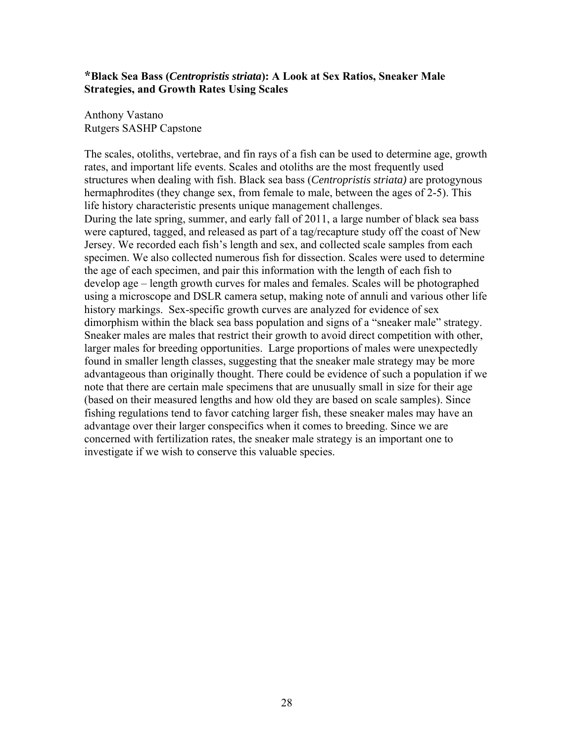### *Black Sea Bass (*Centropristis striata*): A Look at Sex Ratios, Sneaker Male Strategies, and Growth Rates Using Scales

Anthony Vastano
Rutgers SASHP Capstone

The scales, otoliths, vertebrae, and fin rays of a fish can be used to determine age, growth rates, and important life events. Scales and otoliths are the most frequently used structures when dealing with fish. Black sea bass (*Centropristis striata)* are protogynous hermaphrodites (they change sex, from female to male, between the ages of 2-5). This life history characteristic presents unique management challenges.
During the late spring, summer, and early fall of 2011, a large number of black sea bass were captured, tagged, and released as part of a tag/recapture study off the coast of New Jersey. We recorded each fish's length and sex, and collected scale samples from each specimen. We also collected numerous fish for dissection. Scales were used to determine the age of each specimen, and pair this information with the length of each fish to develop age – length growth curves for males and females. Scales will be photographed using a microscope and DSLR camera setup, making note of annuli and various other life history markings. Sex-specific growth curves are analyzed for evidence of sex dimorphism within the black sea bass population and signs of a "sneaker male" strategy. Sneaker males are males that restrict their growth to avoid direct competition with other, larger males for breeding opportunities. Large proportions of males were unexpectedly found in smaller length classes, suggesting that the sneaker male strategy may be more advantageous than originally thought. There could be evidence of such a population if we note that there are certain male specimens that are unusually small in size for their age (based on their measured lengths and how old they are based on scale samples). Since fishing regulations tend to favor catching larger fish, these sneaker males may have an advantage over their larger conspecifics when it comes to breeding. Since we are concerned with fertilization rates, the sneaker male strategy is an important one to investigate if we wish to conserve this valuable species.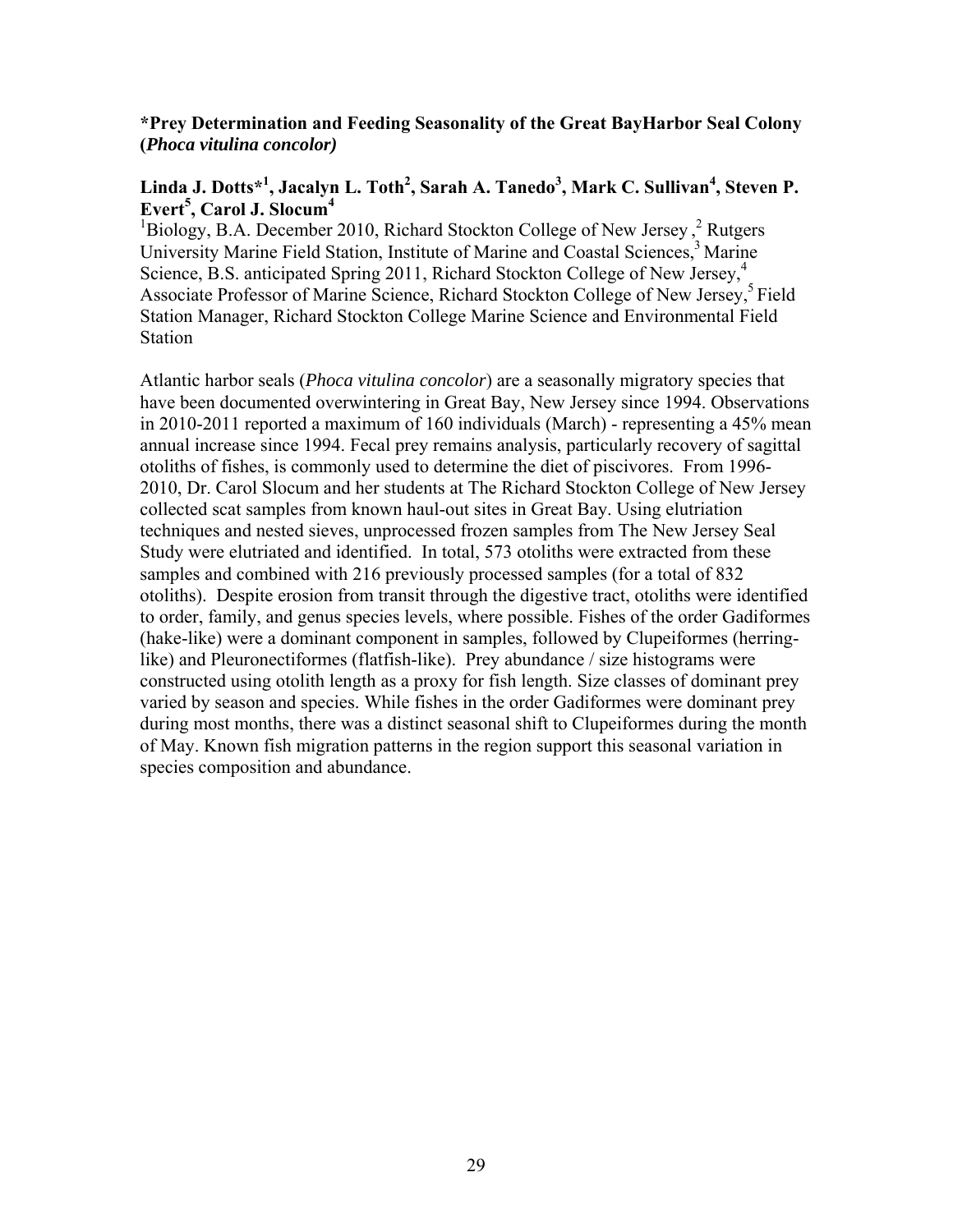**\*Prey Determination and Feeding Seasonality of the Great BayHarbor Seal Colony (*Phoca vitulina concolor)***

**Linda J. Dotts\*[1], Jacalyn L. Toth[2], Sarah A. Tanedo[3], Mark C. Sullivan[4], Steven P. Evert[5], Carol J. Slocum[4]**

[1]Biology, B.A. December 2010, Richard Stockton College of New Jersey ,[2] Rutgers University Marine Field Station, Institute of Marine and Coastal Sciences,[3] Marine Science, B.S. anticipated Spring 2011, Richard Stockton College of New Jersey,[4] Associate Professor of Marine Science, Richard Stockton College of New Jersey,[5] Field Station Manager, Richard Stockton College Marine Science and Environmental Field Station

Atlantic harbor seals (*Phoca vitulina concolor*) are a seasonally migratory species that have been documented overwintering in Great Bay, New Jersey since 1994. Observations in 2010-2011 reported a maximum of 160 individuals (March) - representing a 45% mean annual increase since 1994. Fecal prey remains analysis, particularly recovery of sagittal otoliths of fishes, is commonly used to determine the diet of piscivores. From 1996-2010, Dr. Carol Slocum and her students at The Richard Stockton College of New Jersey collected scat samples from known haul-out sites in Great Bay. Using elutriation techniques and nested sieves, unprocessed frozen samples from The New Jersey Seal Study were elutriated and identified. In total, 573 otoliths were extracted from these samples and combined with 216 previously processed samples (for a total of 832 otoliths). Despite erosion from transit through the digestive tract, otoliths were identified to order, family, and genus species levels, where possible. Fishes of the order Gadiformes (hake-like) were a dominant component in samples, followed by Clupeiformes (herring-like) and Pleuronectiformes (flatfish-like). Prey abundance / size histograms were constructed using otolith length as a proxy for fish length. Size classes of dominant prey varied by season and species. While fishes in the order Gadiformes were dominant prey during most months, there was a distinct seasonal shift to Clupeiformes during the month of May. Known fish migration patterns in the region support this seasonal variation in species composition and abundance.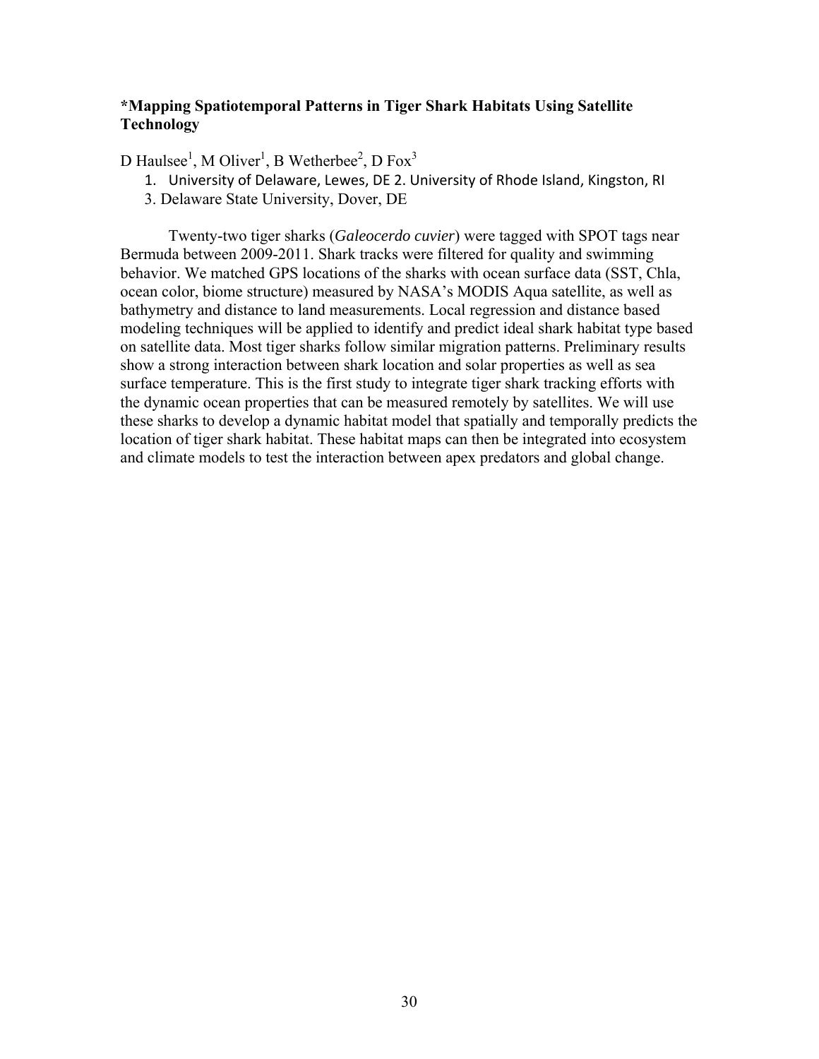### *Mapping Spatiotemporal Patterns in Tiger Shark Habitats Using Satellite Technology

D Haulsee[1], M Oliver[1], B Wetherbee[2], D Fox[3]

1. University of Delaware, Lewes, DE 2. University of Rhode Island, Kingston, RI
3. Delaware State University, Dover, DE

Twenty-two tiger sharks (*Galeocerdo cuvier*) were tagged with SPOT tags near Bermuda between 2009-2011. Shark tracks were filtered for quality and swimming behavior. We matched GPS locations of the sharks with ocean surface data (SST, Chla, ocean color, biome structure) measured by NASA's MODIS Aqua satellite, as well as bathymetry and distance to land measurements. Local regression and distance based modeling techniques will be applied to identify and predict ideal shark habitat type based on satellite data. Most tiger sharks follow similar migration patterns. Preliminary results show a strong interaction between shark location and solar properties as well as sea surface temperature. This is the first study to integrate tiger shark tracking efforts with the dynamic ocean properties that can be measured remotely by satellites. We will use these sharks to develop a dynamic habitat model that spatially and temporally predicts the location of tiger shark habitat. These habitat maps can then be integrated into ecosystem and climate models to test the interaction between apex predators and global change.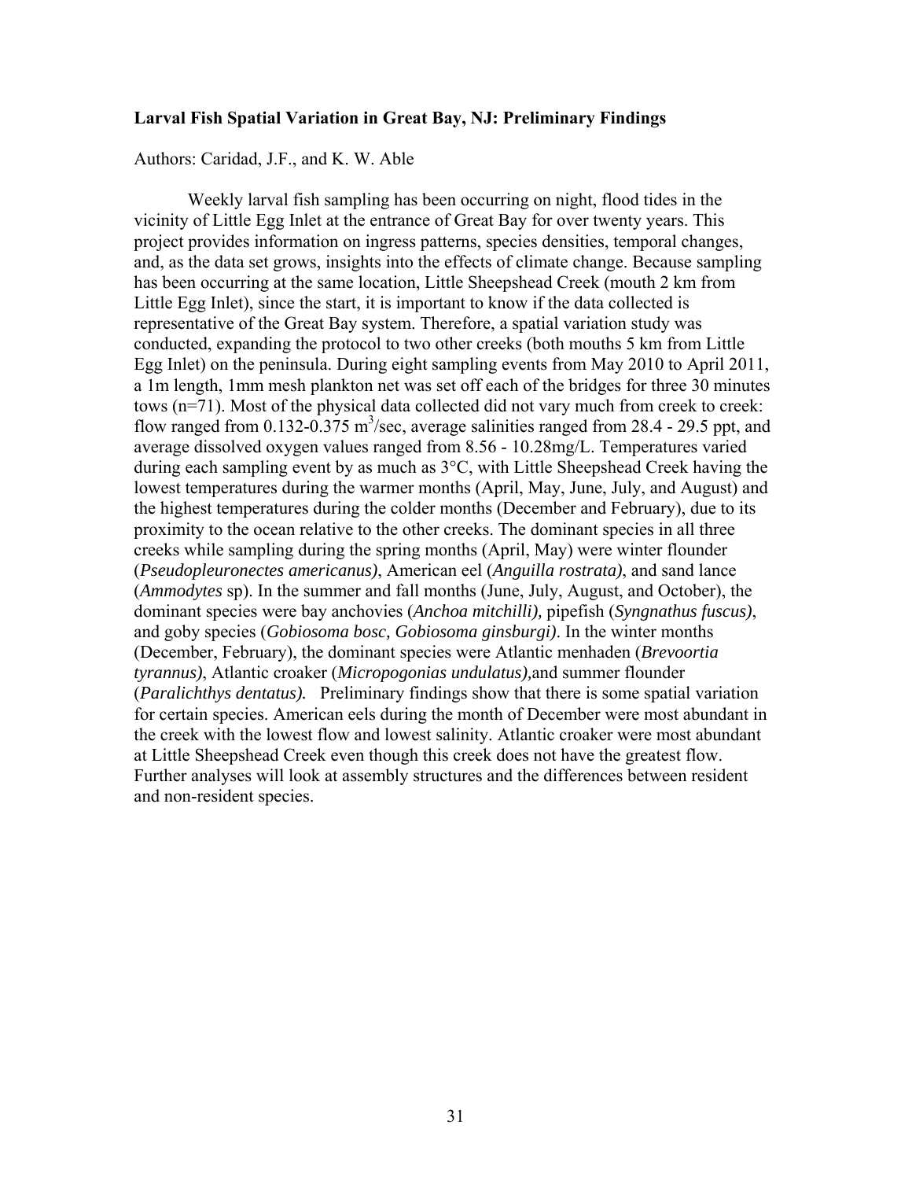**Larval Fish Spatial Variation in Great Bay, NJ: Preliminary Findings**

Authors: Caridad, J.F., and K. W. Able

Weekly larval fish sampling has been occurring on night, flood tides in the vicinity of Little Egg Inlet at the entrance of Great Bay for over twenty years. This project provides information on ingress patterns, species densities, temporal changes, and, as the data set grows, insights into the effects of climate change. Because sampling has been occurring at the same location, Little Sheepshead Creek (mouth 2 km from Little Egg Inlet), since the start, it is important to know if the data collected is representative of the Great Bay system. Therefore, a spatial variation study was conducted, expanding the protocol to two other creeks (both mouths 5 km from Little Egg Inlet) on the peninsula. During eight sampling events from May 2010 to April 2011, a 1m length, 1mm mesh plankton net was set off each of the bridges for three 30 minutes tows (n=71). Most of the physical data collected did not vary much from creek to creek: flow ranged from 0.132-0.375 $m^3$/sec, average salinities ranged from 28.4 - 29.5 ppt, and average dissolved oxygen values ranged from 8.56 - 10.28mg/L. Temperatures varied during each sampling event by as much as 3°C, with Little Sheepshead Creek having the lowest temperatures during the warmer months (April, May, June, July, and August) and the highest temperatures during the colder months (December and February), due to its proximity to the ocean relative to the other creeks. The dominant species in all three creeks while sampling during the spring months (April, May) were winter flounder (*Pseudopleuronectes americanus)*, American eel (*Anguilla rostrata)*, and sand lance (*Ammodytes* sp). In the summer and fall months (June, July, August, and October), the dominant species were bay anchovies (*Anchoa mitchilli),* pipefish (*Syngnathus fuscus)*, and goby species (*Gobiosoma bosc, Gobiosoma ginsburgi)*. In the winter months (December, February), the dominant species were Atlantic menhaden (*Brevoortia tyrannus)*, Atlantic croaker (*Micropogonias undulatus),*and summer flounder (*Paralichthys dentatus).* Preliminary findings show that there is some spatial variation for certain species. American eels during the month of December were most abundant in the creek with the lowest flow and lowest salinity. Atlantic croaker were most abundant at Little Sheepshead Creek even though this creek does not have the greatest flow. Further analyses will look at assembly structures and the differences between resident and non-resident species.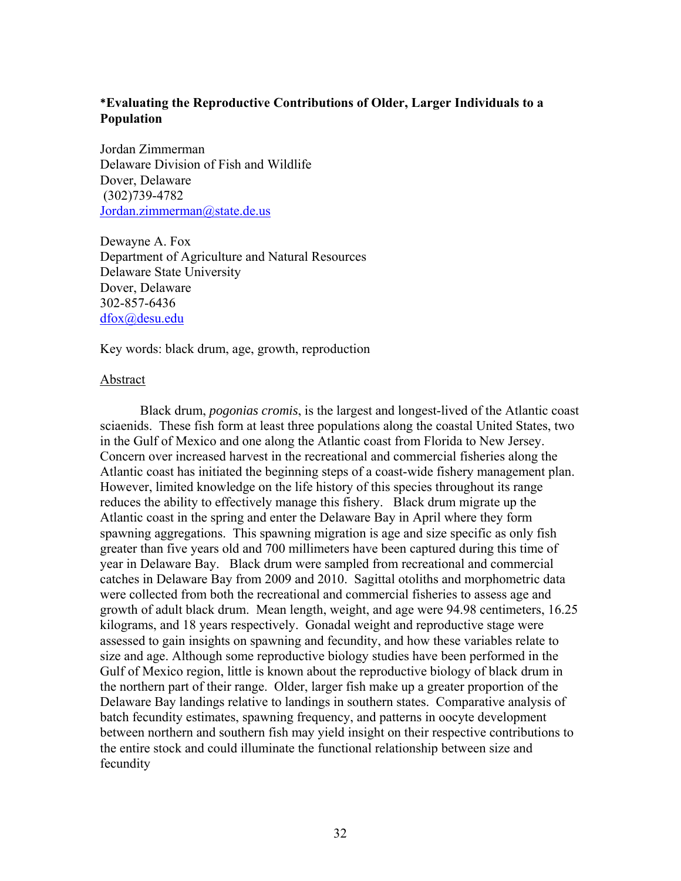## *Evaluating the Reproductive Contributions of Older, Larger Individuals to a Population

Jordan Zimmerman
Delaware Division of Fish and Wildlife
Dover, Delaware
(302)739-4782
Jordan.zimmerman@state.de.us

Dewayne A. Fox
Department of Agriculture and Natural Resources
Delaware State University
Dover, Delaware
302-857-6436
dfox@desu.edu

Key words: black drum, age, growth, reproduction

### Abstract

Black drum, *pogonias cromis*, is the largest and longest-lived of the Atlantic coast sciaenids. These fish form at least three populations along the coastal United States, two in the Gulf of Mexico and one along the Atlantic coast from Florida to New Jersey. Concern over increased harvest in the recreational and commercial fisheries along the Atlantic coast has initiated the beginning steps of a coast-wide fishery management plan. However, limited knowledge on the life history of this species throughout its range reduces the ability to effectively manage this fishery. Black drum migrate up the Atlantic coast in the spring and enter the Delaware Bay in April where they form spawning aggregations. This spawning migration is age and size specific as only fish greater than five years old and 700 millimeters have been captured during this time of year in Delaware Bay. Black drum were sampled from recreational and commercial catches in Delaware Bay from 2009 and 2010. Sagittal otoliths and morphometric data were collected from both the recreational and commercial fisheries to assess age and growth of adult black drum. Mean length, weight, and age were 94.98 centimeters, 16.25 kilograms, and 18 years respectively. Gonadal weight and reproductive stage were assessed to gain insights on spawning and fecundity, and how these variables relate to size and age. Although some reproductive biology studies have been performed in the Gulf of Mexico region, little is known about the reproductive biology of black drum in the northern part of their range. Older, larger fish make up a greater proportion of the Delaware Bay landings relative to landings in southern states. Comparative analysis of batch fecundity estimates, spawning frequency, and patterns in oocyte development between northern and southern fish may yield insight on their respective contributions to the entire stock and could illuminate the functional relationship between size and fecundity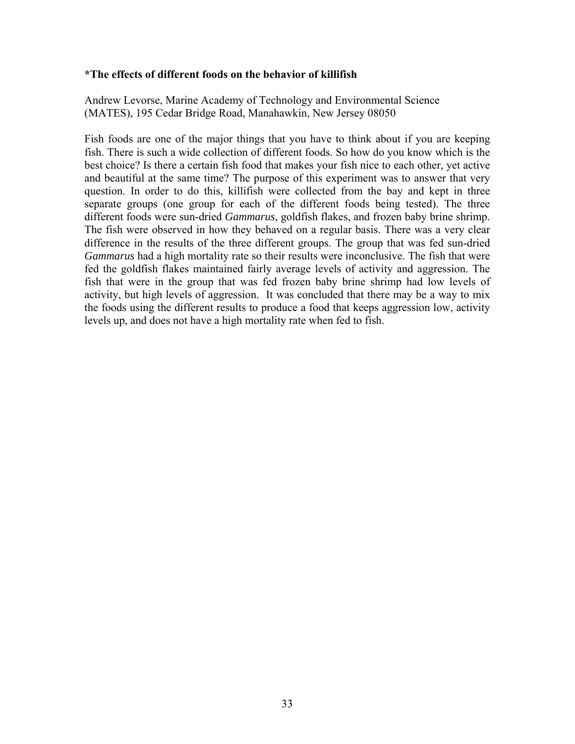**\*The effects of different foods on the behavior of killifish**

Andrew Levorse, Marine Academy of Technology and Environmental Science (MATES), 195 Cedar Bridge Road, Manahawkin, New Jersey 08050

Fish foods are one of the major things that you have to think about if you are keeping fish. There is such a wide collection of different foods. So how do you know which is the best choice? Is there a certain fish food that makes your fish nice to each other, yet active and beautiful at the same time? The purpose of this experiment was to answer that very question. In order to do this, killifish were collected from the bay and kept in three separate groups (one group for each of the different foods being tested). The three different foods were sun-dried *Gammarus*, goldfish flakes, and frozen baby brine shrimp. The fish were observed in how they behaved on a regular basis. There was a very clear difference in the results of the three different groups. The group that was fed sun-dried *Gammarus* had a high mortality rate so their results were inconclusive. The fish that were fed the goldfish flakes maintained fairly average levels of activity and aggression. The fish that were in the group that was fed frozen baby brine shrimp had low levels of activity, but high levels of aggression. It was concluded that there may be a way to mix the foods using the different results to produce a food that keeps aggression low, activity levels up, and does not have a high mortality rate when fed to fish.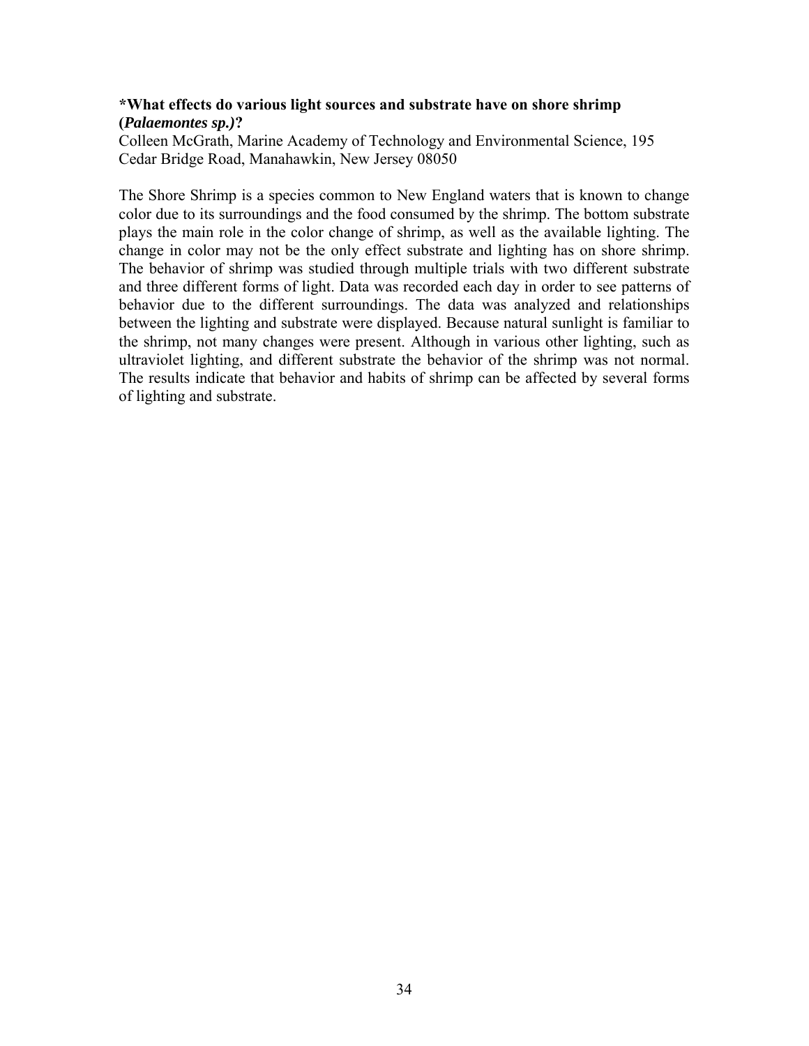**\*What effects do various light sources and substrate have on shore shrimp (*Palaemontes sp.)*?**

Colleen McGrath, Marine Academy of Technology and Environmental Science, 195 Cedar Bridge Road, Manahawkin, New Jersey 08050

The Shore Shrimp is a species common to New England waters that is known to change color due to its surroundings and the food consumed by the shrimp. The bottom substrate plays the main role in the color change of shrimp, as well as the available lighting. The change in color may not be the only effect substrate and lighting has on shore shrimp. The behavior of shrimp was studied through multiple trials with two different substrate and three different forms of light. Data was recorded each day in order to see patterns of behavior due to the different surroundings. The data was analyzed and relationships between the lighting and substrate were displayed. Because natural sunlight is familiar to the shrimp, not many changes were present. Although in various other lighting, such as ultraviolet lighting, and different substrate the behavior of the shrimp was not normal. The results indicate that behavior and habits of shrimp can be affected by several forms of lighting and substrate.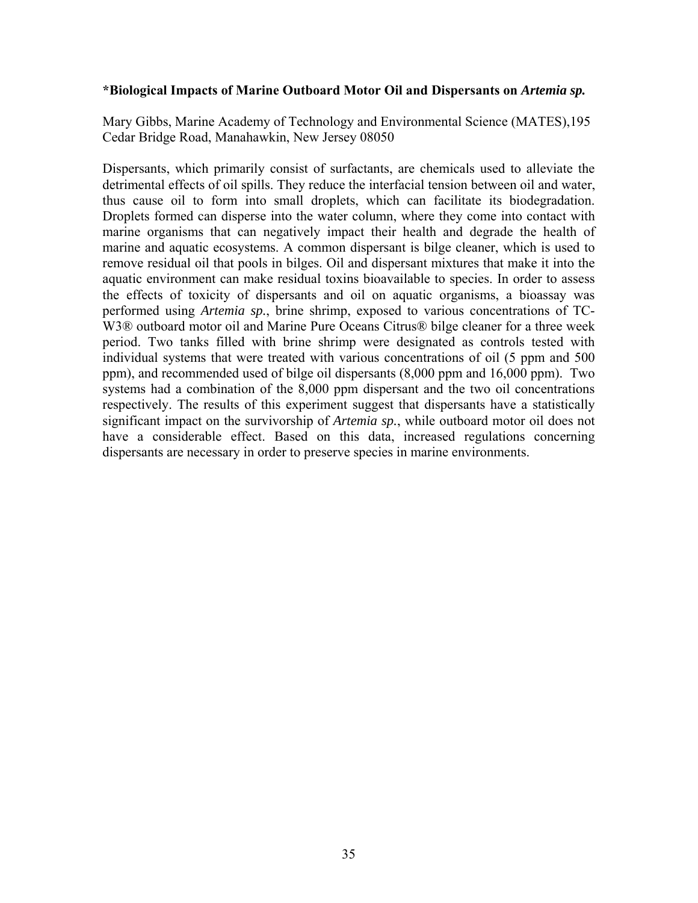**\*Biological Impacts of Marine Outboard Motor Oil and Dispersants on *Artemia sp.***

Mary Gibbs, Marine Academy of Technology and Environmental Science (MATES),195 Cedar Bridge Road, Manahawkin, New Jersey 08050

Dispersants, which primarily consist of surfactants, are chemicals used to alleviate the detrimental effects of oil spills. They reduce the interfacial tension between oil and water, thus cause oil to form into small droplets, which can facilitate its biodegradation. Droplets formed can disperse into the water column, where they come into contact with marine organisms that can negatively impact their health and degrade the health of marine and aquatic ecosystems. A common dispersant is bilge cleaner, which is used to remove residual oil that pools in bilges. Oil and dispersant mixtures that make it into the aquatic environment can make residual toxins bioavailable to species. In order to assess the effects of toxicity of dispersants and oil on aquatic organisms, a bioassay was performed using *Artemia sp.*, brine shrimp, exposed to various concentrations of TC-W3® outboard motor oil and Marine Pure Oceans Citrus® bilge cleaner for a three week period. Two tanks filled with brine shrimp were designated as controls tested with individual systems that were treated with various concentrations of oil (5 ppm and 500 ppm), and recommended used of bilge oil dispersants (8,000 ppm and 16,000 ppm). Two systems had a combination of the 8,000 ppm dispersant and the two oil concentrations respectively. The results of this experiment suggest that dispersants have a statistically significant impact on the survivorship of *Artemia sp.*, while outboard motor oil does not have a considerable effect. Based on this data, increased regulations concerning dispersants are necessary in order to preserve species in marine environments.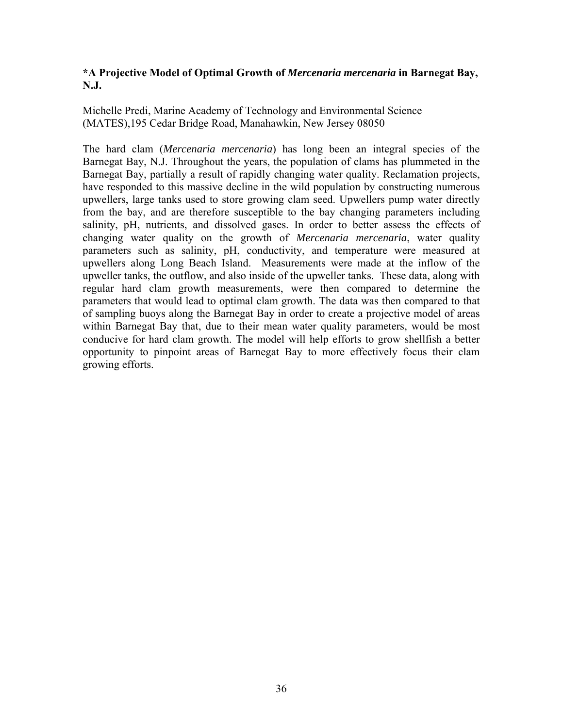### *A Projective Model of Optimal Growth of *Mercenaria mercenaria* in Barnegat Bay, N.J.

Michelle Predi, Marine Academy of Technology and Environmental Science (MATES),195 Cedar Bridge Road, Manahawkin, New Jersey 08050

The hard clam (*Mercenaria mercenaria*) has long been an integral species of the Barnegat Bay, N.J. Throughout the years, the population of clams has plummeted in the Barnegat Bay, partially a result of rapidly changing water quality. Reclamation projects, have responded to this massive decline in the wild population by constructing numerous upwellers, large tanks used to store growing clam seed. Upwellers pump water directly from the bay, and are therefore susceptible to the bay changing parameters including salinity, pH, nutrients, and dissolved gases. In order to better assess the effects of changing water quality on the growth of *Mercenaria mercenaria*, water quality parameters such as salinity, pH, conductivity, and temperature were measured at upwellers along Long Beach Island. Measurements were made at the inflow of the upweller tanks, the outflow, and also inside of the upweller tanks. These data, along with regular hard clam growth measurements, were then compared to determine the parameters that would lead to optimal clam growth. The data was then compared to that of sampling buoys along the Barnegat Bay in order to create a projective model of areas within Barnegat Bay that, due to their mean water quality parameters, would be most conducive for hard clam growth. The model will help efforts to grow shellfish a better opportunity to pinpoint areas of Barnegat Bay to more effectively focus their clam growing efforts.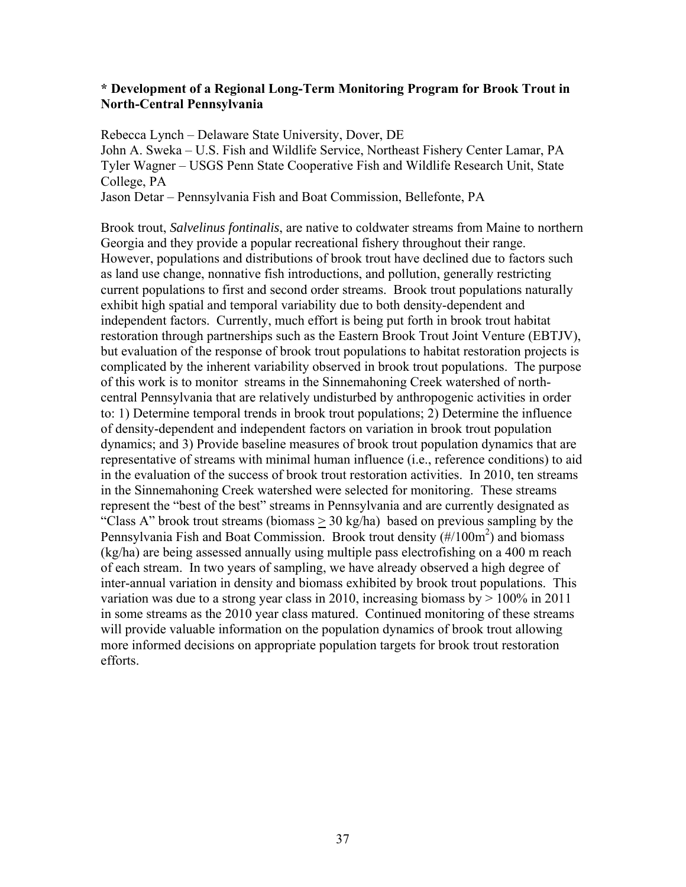**\* Development of a Regional Long-Term Monitoring Program for Brook Trout in North-Central Pennsylvania**

Rebecca Lynch – Delaware State University, Dover, DE
John A. Sweka – U.S. Fish and Wildlife Service, Northeast Fishery Center Lamar, PA
Tyler Wagner – USGS Penn State Cooperative Fish and Wildlife Research Unit, State College, PA
Jason Detar – Pennsylvania Fish and Boat Commission, Bellefonte, PA

Brook trout, *Salvelinus fontinalis*, are native to coldwater streams from Maine to northern Georgia and they provide a popular recreational fishery throughout their range. However, populations and distributions of brook trout have declined due to factors such as land use change, nonnative fish introductions, and pollution, generally restricting current populations to first and second order streams. Brook trout populations naturally exhibit high spatial and temporal variability due to both density-dependent and independent factors. Currently, much effort is being put forth in brook trout habitat restoration through partnerships such as the Eastern Brook Trout Joint Venture (EBTJV), but evaluation of the response of brook trout populations to habitat restoration projects is complicated by the inherent variability observed in brook trout populations. The purpose of this work is to monitor streams in the Sinnemahoning Creek watershed of north-central Pennsylvania that are relatively undisturbed by anthropogenic activities in order to: 1) Determine temporal trends in brook trout populations; 2) Determine the influence of density-dependent and independent factors on variation in brook trout population dynamics; and 3) Provide baseline measures of brook trout population dynamics that are representative of streams with minimal human influence (i.e., reference conditions) to aid in the evaluation of the success of brook trout restoration activities. In 2010, ten streams in the Sinnemahoning Creek watershed were selected for monitoring. These streams represent the "best of the best" streams in Pennsylvania and are currently designated as "Class A" brook trout streams (biomass $\geq$ 30 kg/ha) based on previous sampling by the Pennsylvania Fish and Boat Commission. Brook trout density (#/100m$^2$) and biomass (kg/ha) are being assessed annually using multiple pass electrofishing on a 400 m reach of each stream. In two years of sampling, we have already observed a high degree of inter-annual variation in density and biomass exhibited by brook trout populations. This variation was due to a strong year class in 2010, increasing biomass by > 100% in 2011 in some streams as the 2010 year class matured. Continued monitoring of these streams will provide valuable information on the population dynamics of brook trout allowing more informed decisions on appropriate population targets for brook trout restoration efforts.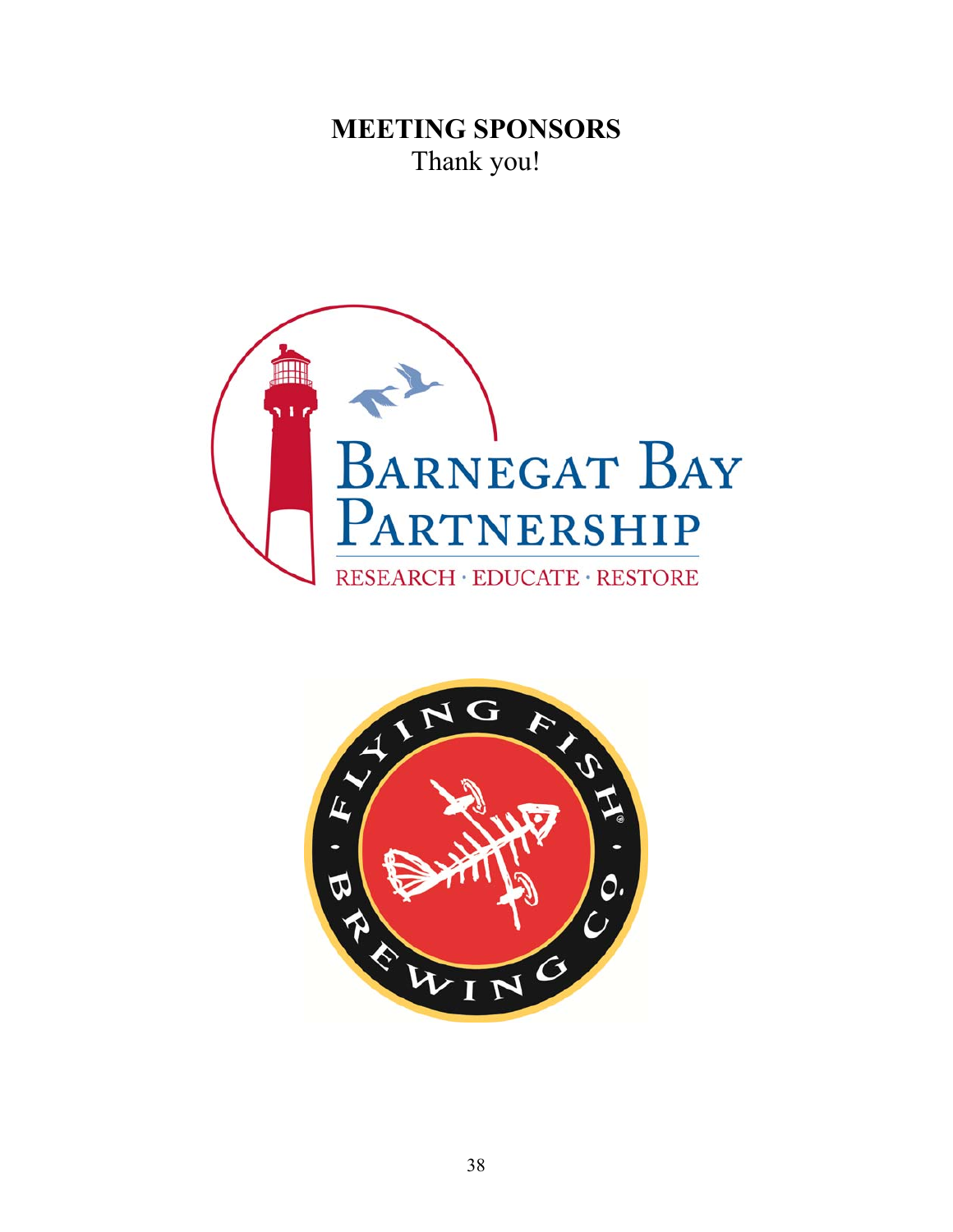**MEETING SPONSORS**

Thank you!

BARNEGAT BAY PARTNERSHIP

RESEARCH · EDUCATE · RESTORE

FLYING FISH BREWING CO.